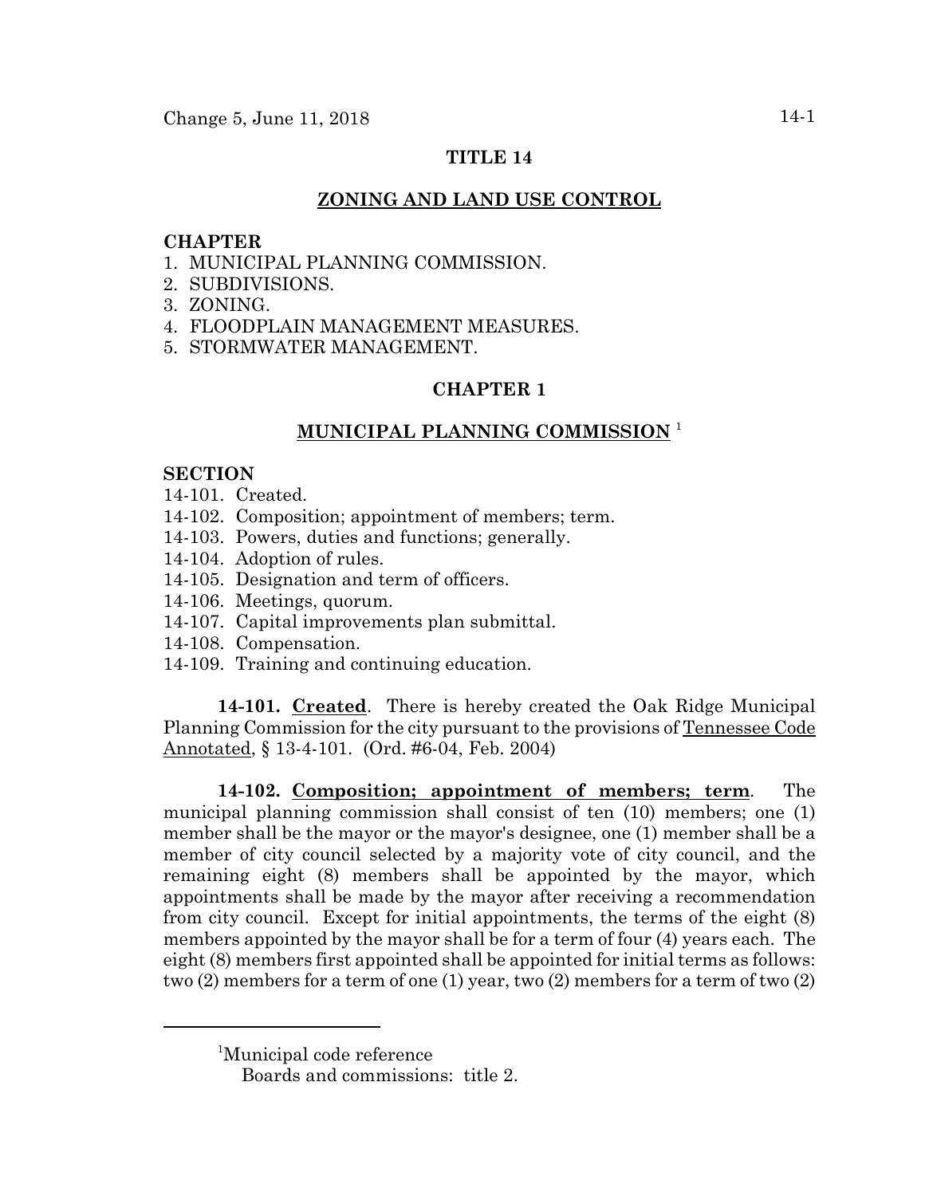# TITLE 14

## ZONING AND LAND USE CONTROL

**CHAPTER**

1. MUNICIPAL PLANNING COMMISSION.
2. SUBDIVISIONS.
3. ZONING.
4. FLOODPLAIN MANAGEMENT MEASURES.
5. STORMWATER MANAGEMENT.

## CHAPTER 1

## MUNICIPAL PLANNING COMMISSION [1]

**SECTION**

14-101. Created.
14-102. Composition; appointment of members; term.
14-103. Powers, duties and functions; generally.
14-104. Adoption of rules.
14-105. Designation and term of officers.
14-106. Meetings, quorum.
14-107. Capital improvements plan submittal.
14-108. Compensation.
14-109. Training and continuing education.

**14-101. Created**. There is hereby created the Oak Ridge Municipal Planning Commission for the city pursuant to the provisions of Tennessee Code Annotated, § 13-4-101. (Ord. #6-04, Feb. 2004)

**14-102. Composition; appointment of members; term**. The municipal planning commission shall consist of ten (10) members; one (1) member shall be the mayor or the mayor's designee, one (1) member shall be a member of city council selected by a majority vote of city council, and the remaining eight (8) members shall be appointed by the mayor, which appointments shall be made by the mayor after receiving a recommendation from city council. Except for initial appointments, the terms of the eight (8) members appointed by the mayor shall be for a term of four (4) years each. The eight (8) members first appointed shall be appointed for initial terms as follows: two (2) members for a term of one (1) year, two (2) members for a term of two (2)

---

[1] Municipal code reference
Boards and commissions: title 2.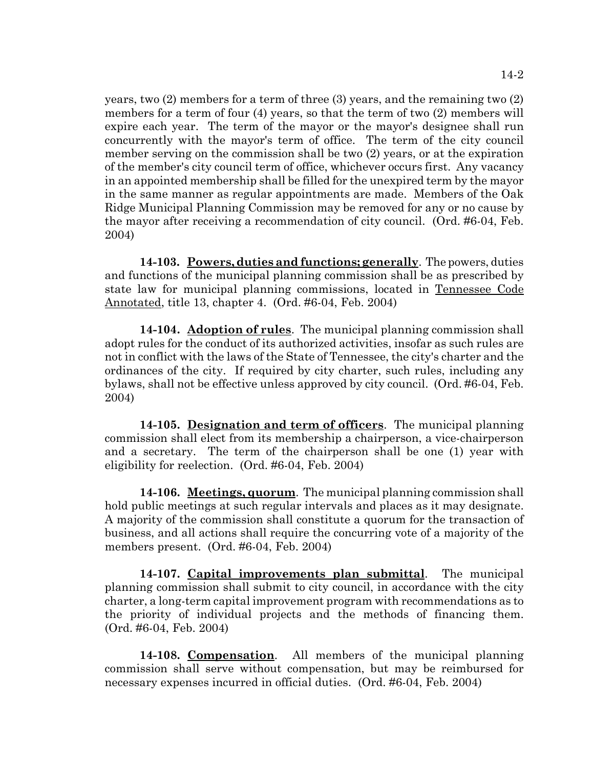years, two (2) members for a term of three (3) years, and the remaining two (2) members for a term of four (4) years, so that the term of two (2) members will expire each year. The term of the mayor or the mayor's designee shall run concurrently with the mayor's term of office. The term of the city council member serving on the commission shall be two (2) years, or at the expiration of the member's city council term of office, whichever occurs first. Any vacancy in an appointed membership shall be filled for the unexpired term by the mayor in the same manner as regular appointments are made. Members of the Oak Ridge Municipal Planning Commission may be removed for any or no cause by the mayor after receiving a recommendation of city council. (Ord. #6-04, Feb. 2004)

**14-103. Powers, duties and functions; generally**. The powers, duties and functions of the municipal planning commission shall be as prescribed by state law for municipal planning commissions, located in Tennessee Code Annotated, title 13, chapter 4. (Ord. #6-04, Feb. 2004)

**14-104. Adoption of rules**. The municipal planning commission shall adopt rules for the conduct of its authorized activities, insofar as such rules are not in conflict with the laws of the State of Tennessee, the city's charter and the ordinances of the city. If required by city charter, such rules, including any bylaws, shall not be effective unless approved by city council. (Ord. #6-04, Feb. 2004)

**14-105. Designation and term of officers**. The municipal planning commission shall elect from its membership a chairperson, a vice-chairperson and a secretary. The term of the chairperson shall be one (1) year with eligibility for reelection. (Ord. #6-04, Feb. 2004)

**14-106. Meetings, quorum**. The municipal planning commission shall hold public meetings at such regular intervals and places as it may designate. A majority of the commission shall constitute a quorum for the transaction of business, and all actions shall require the concurring vote of a majority of the members present. (Ord. #6-04, Feb. 2004)

**14-107. Capital improvements plan submittal**. The municipal planning commission shall submit to city council, in accordance with the city charter, a long-term capital improvement program with recommendations as to the priority of individual projects and the methods of financing them. (Ord. #6-04, Feb. 2004)

**14-108. Compensation**. All members of the municipal planning commission shall serve without compensation, but may be reimbursed for necessary expenses incurred in official duties. (Ord. #6-04, Feb. 2004)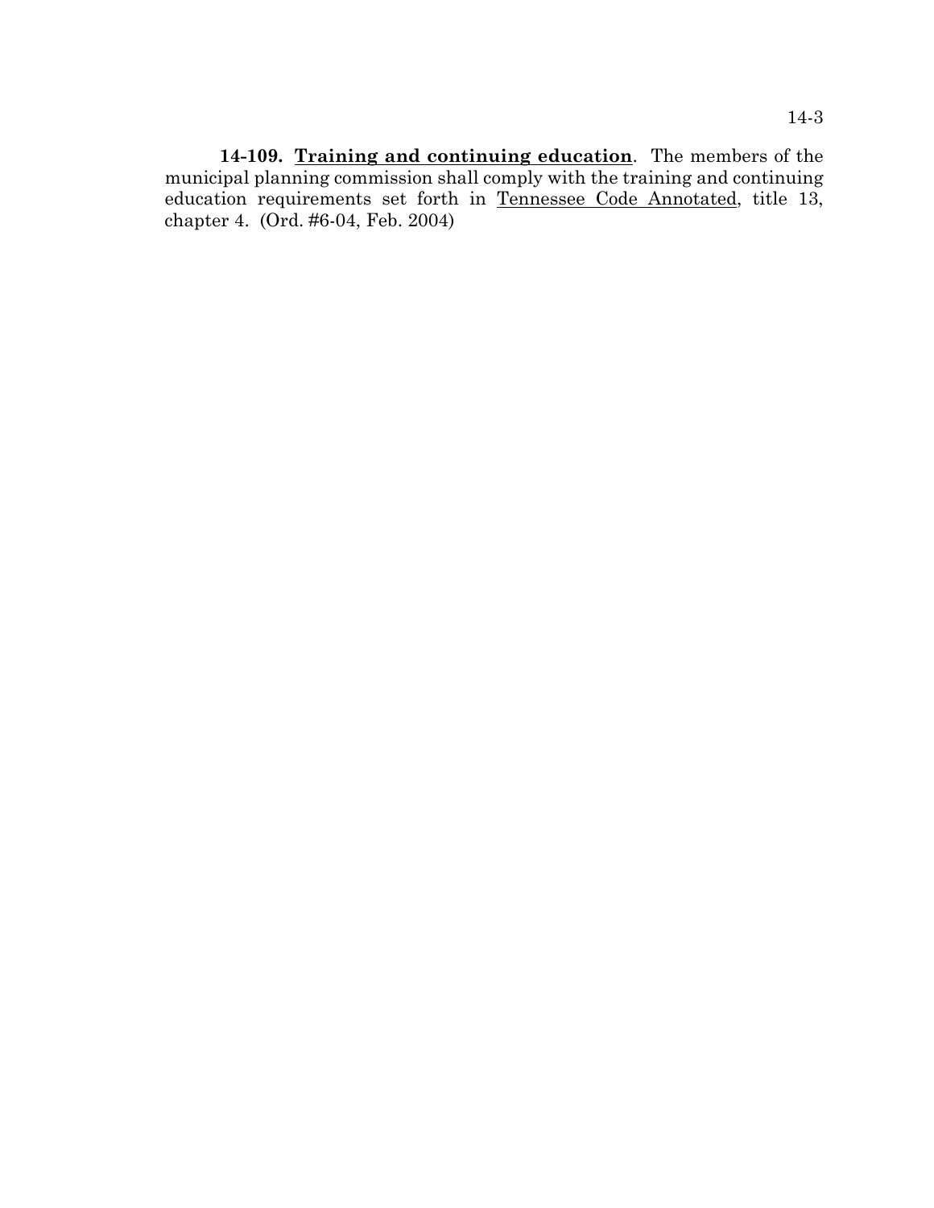**14-109. Training and continuing education**. The members of the municipal planning commission shall comply with the training and continuing education requirements set forth in Tennessee Code Annotated, title 13, chapter 4. (Ord. #6-04, Feb. 2004)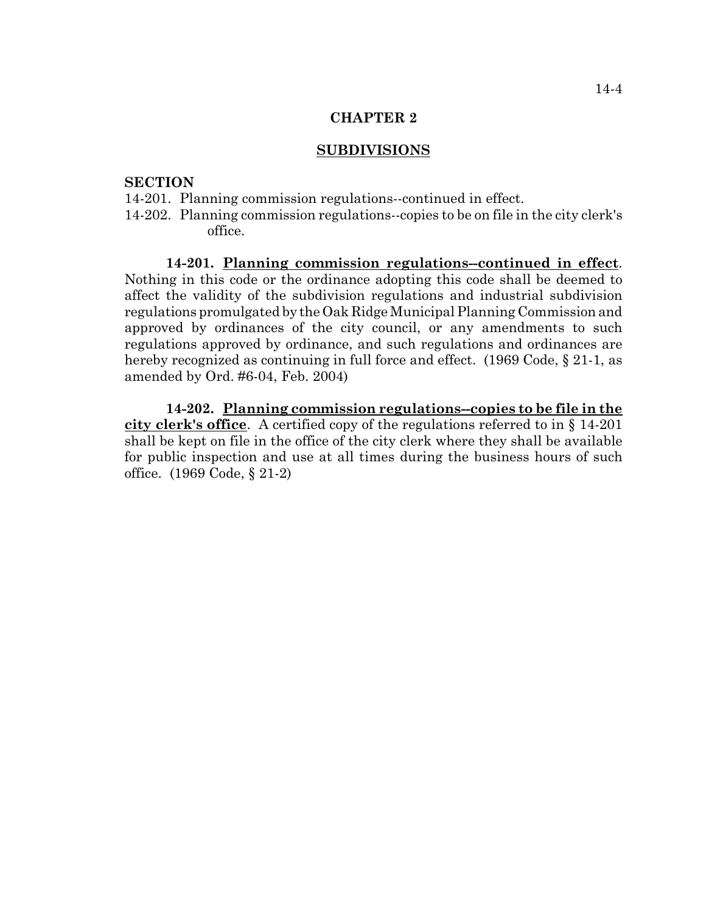# CHAPTER 2

## SUBDIVISIONS

**SECTION**

14-201. Planning commission regulations--continued in effect.
14-202. Planning commission regulations--copies to be on file in the city clerk's office.

**14-201. Planning commission regulations--continued in effect**. Nothing in this code or the ordinance adopting this code shall be deemed to affect the validity of the subdivision regulations and industrial subdivision regulations promulgated by the Oak Ridge Municipal Planning Commission and approved by ordinances of the city council, or any amendments to such regulations approved by ordinance, and such regulations and ordinances are hereby recognized as continuing in full force and effect. (1969 Code, § 21-1, as amended by Ord. #6-04, Feb. 2004)

**14-202. Planning commission regulations--copies to be file in the city clerk's office**. A certified copy of the regulations referred to in § 14-201 shall be kept on file in the office of the city clerk where they shall be available for public inspection and use at all times during the business hours of such office. (1969 Code, § 21-2)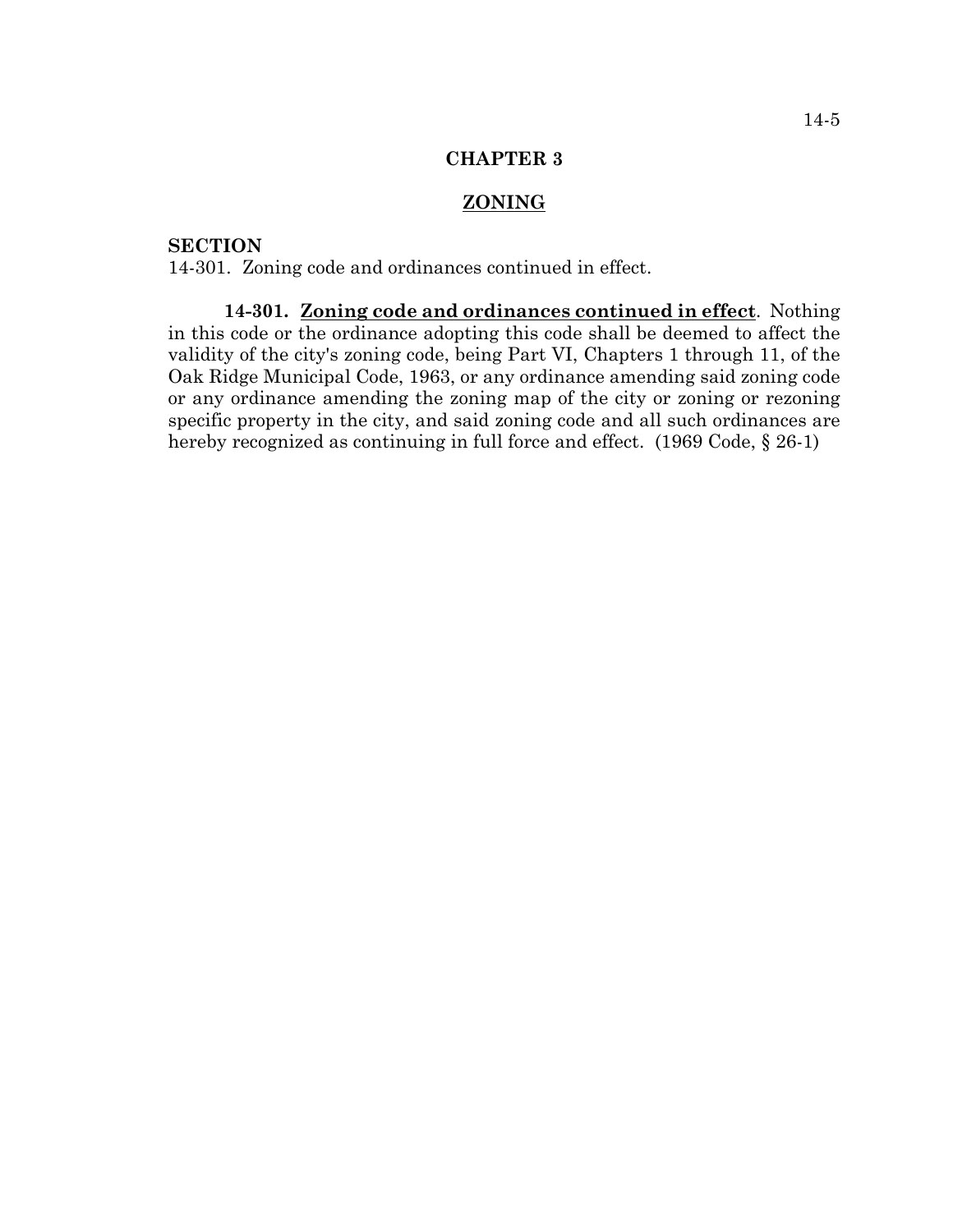# CHAPTER 3

## ZONING

**SECTION**

14-301. Zoning code and ordinances continued in effect.

**14-301. Zoning code and ordinances continued in effect**. Nothing in this code or the ordinance adopting this code shall be deemed to affect the validity of the city's zoning code, being Part VI, Chapters 1 through 11, of the Oak Ridge Municipal Code, 1963, or any ordinance amending said zoning code or any ordinance amending the zoning map of the city or zoning or rezoning specific property in the city, and said zoning code and all such ordinances are hereby recognized as continuing in full force and effect. (1969 Code, § 26-1)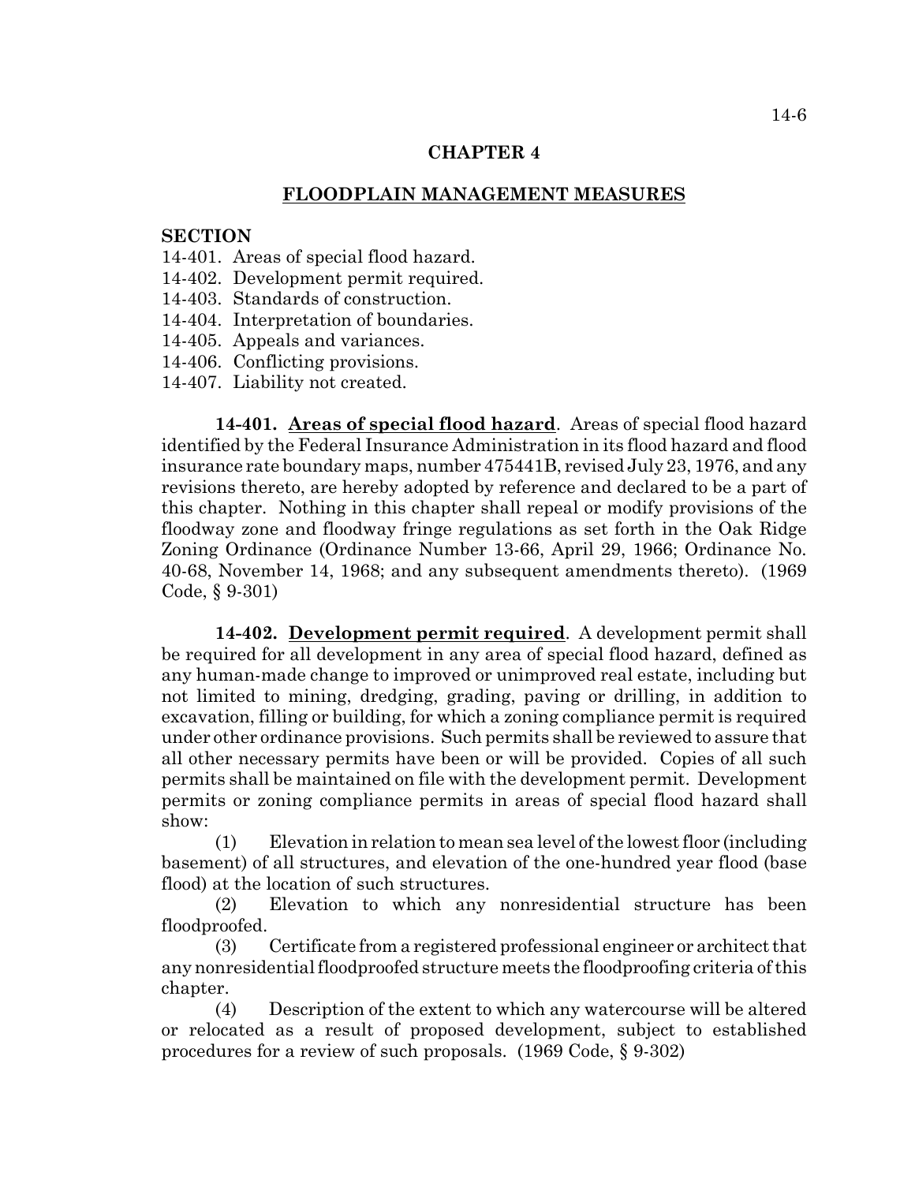# CHAPTER 4

## FLOODPLAIN MANAGEMENT MEASURES

**SECTION**

14-401. Areas of special flood hazard.
14-402. Development permit required.
14-403. Standards of construction.
14-404. Interpretation of boundaries.
14-405. Appeals and variances.
14-406. Conflicting provisions.
14-407. Liability not created.

**14-401. Areas of special flood hazard**. Areas of special flood hazard identified by the Federal Insurance Administration in its flood hazard and flood insurance rate boundary maps, number 475441B, revised July 23, 1976, and any revisions thereto, are hereby adopted by reference and declared to be a part of this chapter. Nothing in this chapter shall repeal or modify provisions of the floodway zone and floodway fringe regulations as set forth in the Oak Ridge Zoning Ordinance (Ordinance Number 13-66, April 29, 1966; Ordinance No. 40-68, November 14, 1968; and any subsequent amendments thereto). (1969 Code, § 9-301)

**14-402. Development permit required**. A development permit shall be required for all development in any area of special flood hazard, defined as any human-made change to improved or unimproved real estate, including but not limited to mining, dredging, grading, paving or drilling, in addition to excavation, filling or building, for which a zoning compliance permit is required under other ordinance provisions. Such permits shall be reviewed to assure that all other necessary permits have been or will be provided. Copies of all such permits shall be maintained on file with the development permit. Development permits or zoning compliance permits in areas of special flood hazard shall show:

(1) Elevation in relation to mean sea level of the lowest floor (including basement) of all structures, and elevation of the one-hundred year flood (base flood) at the location of such structures.

(2) Elevation to which any nonresidential structure has been floodproofed.

(3) Certificate from a registered professional engineer or architect that any nonresidential floodproofed structure meets the floodproofing criteria of this chapter.

(4) Description of the extent to which any watercourse will be altered or relocated as a result of proposed development, subject to established procedures for a review of such proposals. (1969 Code, § 9-302)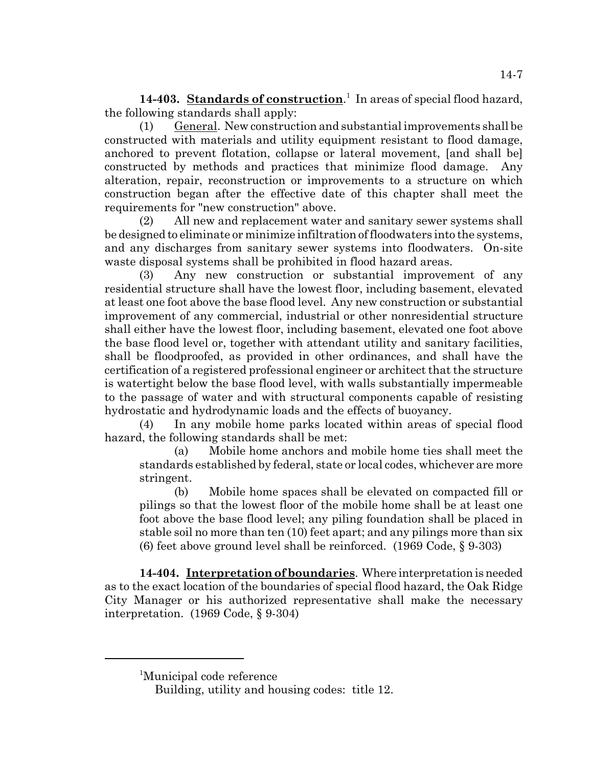**14-403. <u>Standards of construction</u>.**[1] In areas of special flood hazard, the following standards shall apply:

(1) <u>General</u>. New construction and substantial improvements shall be constructed with materials and utility equipment resistant to flood damage, anchored to prevent flotation, collapse or lateral movement, [and shall be] constructed by methods and practices that minimize flood damage. Any alteration, repair, reconstruction or improvements to a structure on which construction began after the effective date of this chapter shall meet the requirements for "new construction" above.

(2) All new and replacement water and sanitary sewer systems shall be designed to eliminate or minimize infiltration of floodwaters into the systems, and any discharges from sanitary sewer systems into floodwaters. On-site waste disposal systems shall be prohibited in flood hazard areas.

(3) Any new construction or substantial improvement of any residential structure shall have the lowest floor, including basement, elevated at least one foot above the base flood level. Any new construction or substantial improvement of any commercial, industrial or other nonresidential structure shall either have the lowest floor, including basement, elevated one foot above the base flood level or, together with attendant utility and sanitary facilities, shall be floodproofed, as provided in other ordinances, and shall have the certification of a registered professional engineer or architect that the structure is watertight below the base flood level, with walls substantially impermeable to the passage of water and with structural components capable of resisting hydrostatic and hydrodynamic loads and the effects of buoyancy.

(4) In any mobile home parks located within areas of special flood hazard, the following standards shall be met:

(a) Mobile home anchors and mobile home ties shall meet the standards established by federal, state or local codes, whichever are more stringent.

(b) Mobile home spaces shall be elevated on compacted fill or pilings so that the lowest floor of the mobile home shall be at least one foot above the base flood level; any piling foundation shall be placed in stable soil no more than ten (10) feet apart; and any pilings more than six (6) feet above ground level shall be reinforced. (1969 Code, § 9-303)

**14-404. <u>Interpretation of boundaries</u>.** Where interpretation is needed as to the exact location of the boundaries of special flood hazard, the Oak Ridge City Manager or his authorized representative shall make the necessary interpretation. (1969 Code, § 9-304)

---

[1]Municipal code reference

Building, utility and housing codes: title 12.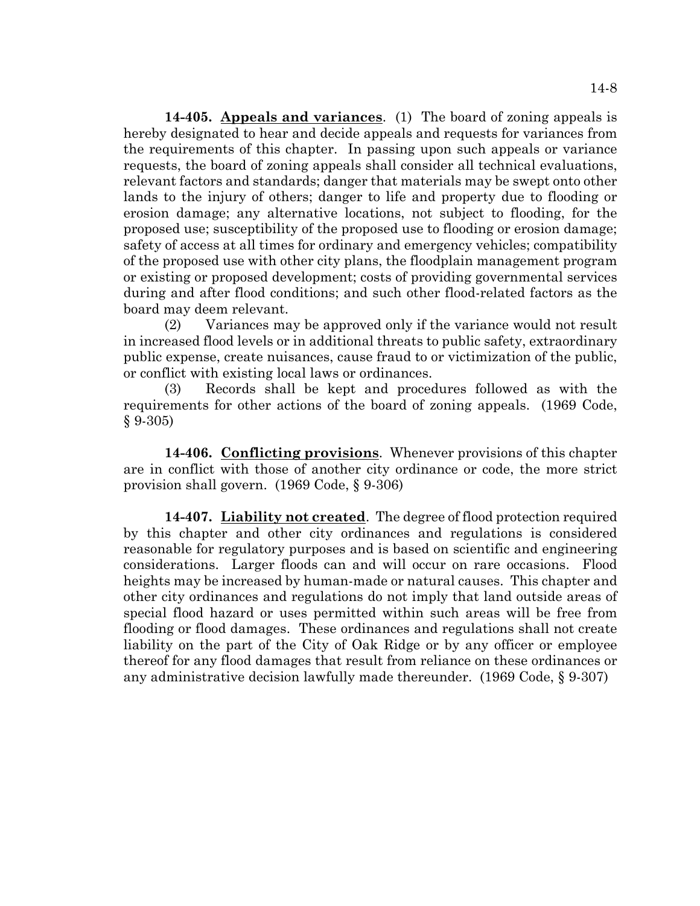**14-405. Appeals and variances**. (1) The board of zoning appeals is hereby designated to hear and decide appeals and requests for variances from the requirements of this chapter. In passing upon such appeals or variance requests, the board of zoning appeals shall consider all technical evaluations, relevant factors and standards; danger that materials may be swept onto other lands to the injury of others; danger to life and property due to flooding or erosion damage; any alternative locations, not subject to flooding, for the proposed use; susceptibility of the proposed use to flooding or erosion damage; safety of access at all times for ordinary and emergency vehicles; compatibility of the proposed use with other city plans, the floodplain management program or existing or proposed development; costs of providing governmental services during and after flood conditions; and such other flood-related factors as the board may deem relevant.

(2) Variances may be approved only if the variance would not result in increased flood levels or in additional threats to public safety, extraordinary public expense, create nuisances, cause fraud to or victimization of the public, or conflict with existing local laws or ordinances.

(3) Records shall be kept and procedures followed as with the requirements for other actions of the board of zoning appeals. (1969 Code, § 9-305)

**14-406. Conflicting provisions**. Whenever provisions of this chapter are in conflict with those of another city ordinance or code, the more strict provision shall govern. (1969 Code, § 9-306)

**14-407. Liability not created**. The degree of flood protection required by this chapter and other city ordinances and regulations is considered reasonable for regulatory purposes and is based on scientific and engineering considerations. Larger floods can and will occur on rare occasions. Flood heights may be increased by human-made or natural causes. This chapter and other city ordinances and regulations do not imply that land outside areas of special flood hazard or uses permitted within such areas will be free from flooding or flood damages. These ordinances and regulations shall not create liability on the part of the City of Oak Ridge or by any officer or employee thereof for any flood damages that result from reliance on these ordinances or any administrative decision lawfully made thereunder. (1969 Code, § 9-307)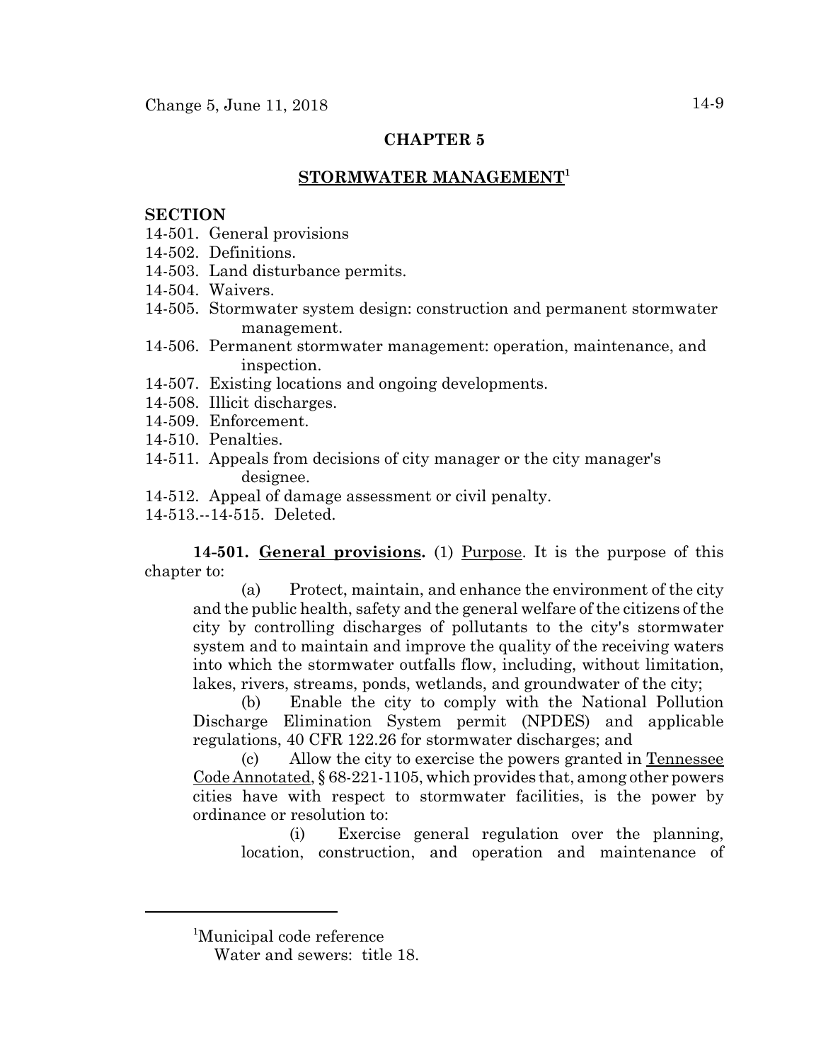## CHAPTER 5

## STORMWATER MANAGEMENT[1]

**SECTION**

14-501. General provisions
14-502. Definitions.
14-503. Land disturbance permits.
14-504. Waivers.
14-505. Stormwater system design: construction and permanent stormwater management.
14-506. Permanent stormwater management: operation, maintenance, and inspection.
14-507. Existing locations and ongoing developments.
14-508. Illicit discharges.
14-509. Enforcement.
14-510. Penalties.
14-511. Appeals from decisions of city manager or the city manager's designee.
14-512. Appeal of damage assessment or civil penalty.
14-513.--14-515. Deleted.

**14-501. General provisions.** (1) Purpose. It is the purpose of this chapter to:

(a) Protect, maintain, and enhance the environment of the city and the public health, safety and the general welfare of the citizens of the city by controlling discharges of pollutants to the city's stormwater system and to maintain and improve the quality of the receiving waters into which the stormwater outfalls flow, including, without limitation, lakes, rivers, streams, ponds, wetlands, and groundwater of the city;

(b) Enable the city to comply with the National Pollution Discharge Elimination System permit (NPDES) and applicable regulations, 40 CFR 122.26 for stormwater discharges; and

(c) Allow the city to exercise the powers granted in Tennessee Code Annotated, § 68-221-1105, which provides that, among other powers cities have with respect to stormwater facilities, is the power by ordinance or resolution to:

(i) Exercise general regulation over the planning, location, construction, and operation and maintenance of

---

[1]Municipal code reference
Water and sewers: title 18.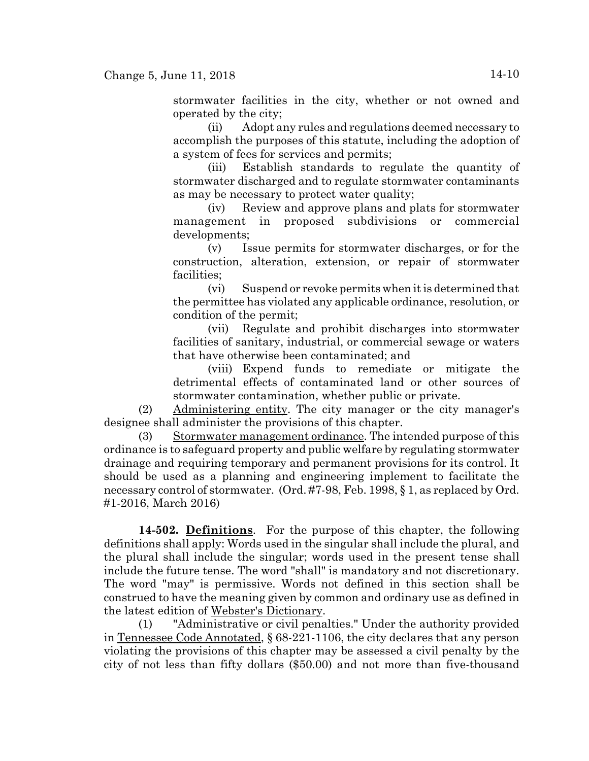stormwater facilities in the city, whether or not owned and operated by the city;

(ii) Adopt any rules and regulations deemed necessary to accomplish the purposes of this statute, including the adoption of a system of fees for services and permits;

(iii) Establish standards to regulate the quantity of stormwater discharged and to regulate stormwater contaminants as may be necessary to protect water quality;

(iv) Review and approve plans and plats for stormwater management in proposed subdivisions or commercial developments;

(v) Issue permits for stormwater discharges, or for the construction, alteration, extension, or repair of stormwater facilities;

(vi) Suspend or revoke permits when it is determined that the permittee has violated any applicable ordinance, resolution, or condition of the permit;

(vii) Regulate and prohibit discharges into stormwater facilities of sanitary, industrial, or commercial sewage or waters that have otherwise been contaminated; and

(viii) Expend funds to remediate or mitigate the detrimental effects of contaminated land or other sources of stormwater contamination, whether public or private.

(2) Administering entity. The city manager or the city manager's designee shall administer the provisions of this chapter.

(3) Stormwater management ordinance. The intended purpose of this ordinance is to safeguard property and public welfare by regulating stormwater drainage and requiring temporary and permanent provisions for its control. It should be used as a planning and engineering implement to facilitate the necessary control of stormwater. (Ord. #7-98, Feb. 1998, § 1, as replaced by Ord. #1-2016, March 2016)

**14-502. Definitions**. For the purpose of this chapter, the following definitions shall apply: Words used in the singular shall include the plural, and the plural shall include the singular; words used in the present tense shall include the future tense. The word "shall" is mandatory and not discretionary. The word "may" is permissive. Words not defined in this section shall be construed to have the meaning given by common and ordinary use as defined in the latest edition of Webster's Dictionary.

(1) "Administrative or civil penalties." Under the authority provided in Tennessee Code Annotated, § 68-221-1106, the city declares that any person violating the provisions of this chapter may be assessed a civil penalty by the city of not less than fifty dollars ($50.00) and not more than five-thousand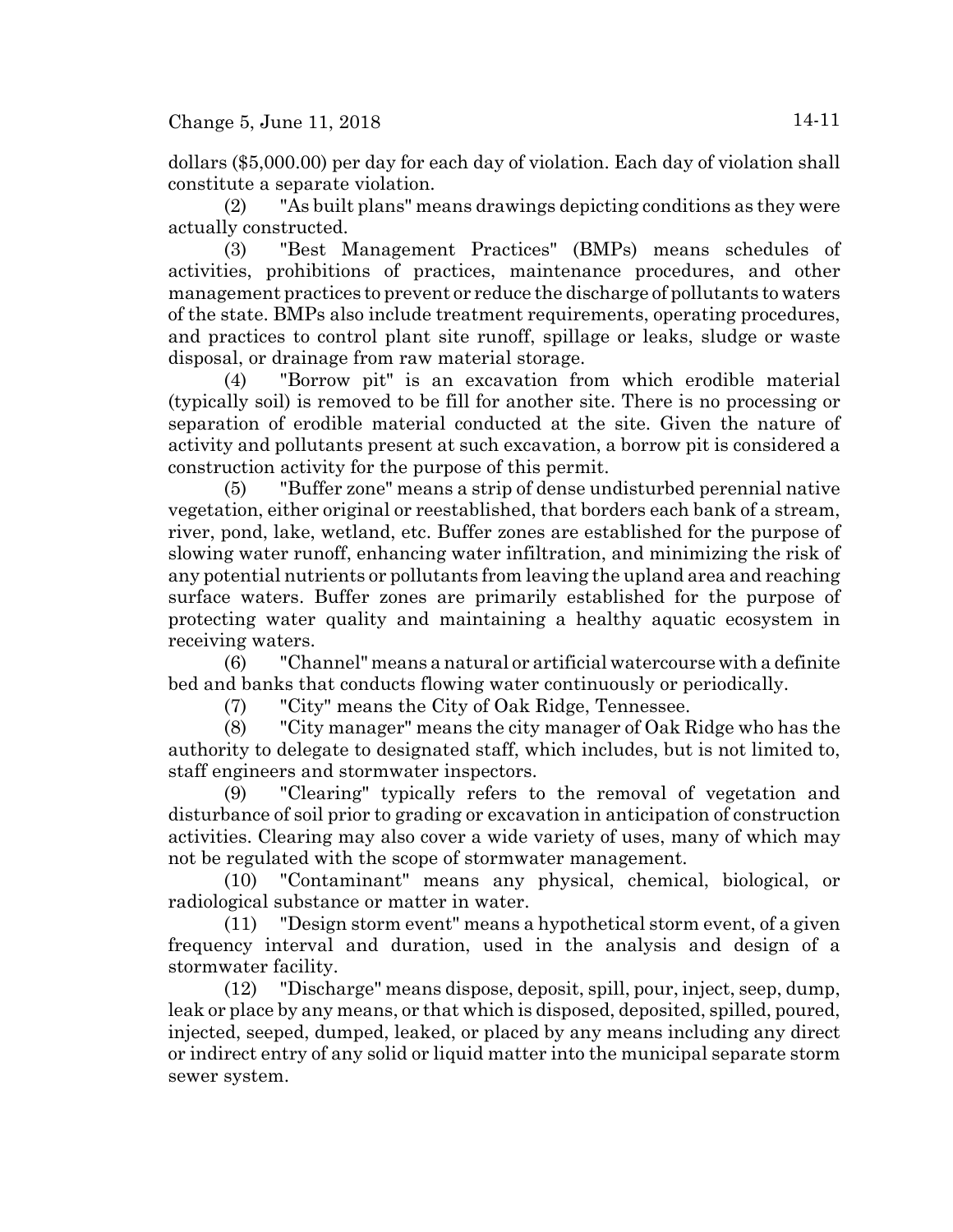dollars ($5,000.00) per day for each day of violation. Each day of violation shall constitute a separate violation.

(2) "As built plans" means drawings depicting conditions as they were actually constructed.

(3) "Best Management Practices" (BMPs) means schedules of activities, prohibitions of practices, maintenance procedures, and other management practices to prevent or reduce the discharge of pollutants to waters of the state. BMPs also include treatment requirements, operating procedures, and practices to control plant site runoff, spillage or leaks, sludge or waste disposal, or drainage from raw material storage.

(4) "Borrow pit" is an excavation from which erodible material (typically soil) is removed to be fill for another site. There is no processing or separation of erodible material conducted at the site. Given the nature of activity and pollutants present at such excavation, a borrow pit is considered a construction activity for the purpose of this permit.

(5) "Buffer zone" means a strip of dense undisturbed perennial native vegetation, either original or reestablished, that borders each bank of a stream, river, pond, lake, wetland, etc. Buffer zones are established for the purpose of slowing water runoff, enhancing water infiltration, and minimizing the risk of any potential nutrients or pollutants from leaving the upland area and reaching surface waters. Buffer zones are primarily established for the purpose of protecting water quality and maintaining a healthy aquatic ecosystem in receiving waters.

(6) "Channel" means a natural or artificial watercourse with a definite bed and banks that conducts flowing water continuously or periodically.

(7) "City" means the City of Oak Ridge, Tennessee.

(8) "City manager" means the city manager of Oak Ridge who has the authority to delegate to designated staff, which includes, but is not limited to, staff engineers and stormwater inspectors.

(9) "Clearing" typically refers to the removal of vegetation and disturbance of soil prior to grading or excavation in anticipation of construction activities. Clearing may also cover a wide variety of uses, many of which may not be regulated with the scope of stormwater management.

(10) "Contaminant" means any physical, chemical, biological, or radiological substance or matter in water.

(11) "Design storm event" means a hypothetical storm event, of a given frequency interval and duration, used in the analysis and design of a stormwater facility.

(12) "Discharge" means dispose, deposit, spill, pour, inject, seep, dump, leak or place by any means, or that which is disposed, deposited, spilled, poured, injected, seeped, dumped, leaked, or placed by any means including any direct or indirect entry of any solid or liquid matter into the municipal separate storm sewer system.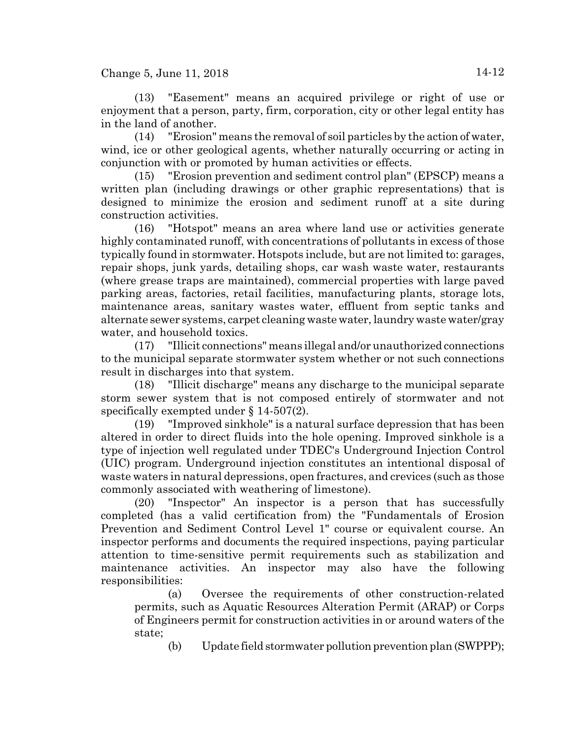(13) "Easement" means an acquired privilege or right of use or enjoyment that a person, party, firm, corporation, city or other legal entity has in the land of another.

(14) "Erosion" means the removal of soil particles by the action of water, wind, ice or other geological agents, whether naturally occurring or acting in conjunction with or promoted by human activities or effects.

(15) "Erosion prevention and sediment control plan" (EPSCP) means a written plan (including drawings or other graphic representations) that is designed to minimize the erosion and sediment runoff at a site during construction activities.

(16) "Hotspot" means an area where land use or activities generate highly contaminated runoff, with concentrations of pollutants in excess of those typically found in stormwater. Hotspots include, but are not limited to: garages, repair shops, junk yards, detailing shops, car wash waste water, restaurants (where grease traps are maintained), commercial properties with large paved parking areas, factories, retail facilities, manufacturing plants, storage lots, maintenance areas, sanitary wastes water, effluent from septic tanks and alternate sewer systems, carpet cleaning waste water, laundry waste water/gray water, and household toxics.

(17) "Illicit connections" means illegal and/or unauthorized connections to the municipal separate stormwater system whether or not such connections result in discharges into that system.

(18) "Illicit discharge" means any discharge to the municipal separate storm sewer system that is not composed entirely of stormwater and not specifically exempted under § 14-507(2).

(19) "Improved sinkhole" is a natural surface depression that has been altered in order to direct fluids into the hole opening. Improved sinkhole is a type of injection well regulated under TDEC's Underground Injection Control (UIC) program. Underground injection constitutes an intentional disposal of waste waters in natural depressions, open fractures, and crevices (such as those commonly associated with weathering of limestone).

(20) "Inspector" An inspector is a person that has successfully completed (has a valid certification from) the "Fundamentals of Erosion Prevention and Sediment Control Level 1" course or equivalent course. An inspector performs and documents the required inspections, paying particular attention to time-sensitive permit requirements such as stabilization and maintenance activities. An inspector may also have the following responsibilities:

(a) Oversee the requirements of other construction-related permits, such as Aquatic Resources Alteration Permit (ARAP) or Corps of Engineers permit for construction activities in or around waters of the state;

(b) Update field stormwater pollution prevention plan (SWPPP);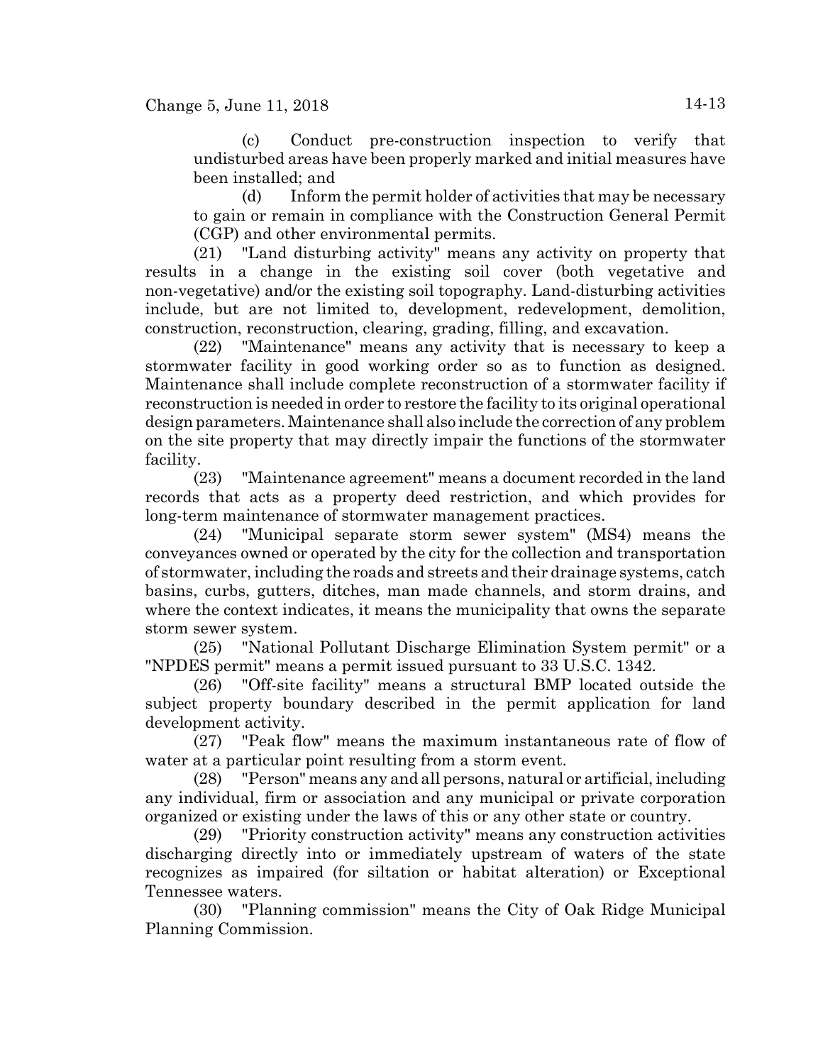(c) Conduct pre-construction inspection to verify that undisturbed areas have been properly marked and initial measures have been installed; and

(d) Inform the permit holder of activities that may be necessary to gain or remain in compliance with the Construction General Permit (CGP) and other environmental permits.

(21) "Land disturbing activity" means any activity on property that results in a change in the existing soil cover (both vegetative and non-vegetative) and/or the existing soil topography. Land-disturbing activities include, but are not limited to, development, redevelopment, demolition, construction, reconstruction, clearing, grading, filling, and excavation.

(22) "Maintenance" means any activity that is necessary to keep a stormwater facility in good working order so as to function as designed. Maintenance shall include complete reconstruction of a stormwater facility if reconstruction is needed in order to restore the facility to its original operational design parameters. Maintenance shall also include the correction of any problem on the site property that may directly impair the functions of the stormwater facility.

(23) "Maintenance agreement" means a document recorded in the land records that acts as a property deed restriction, and which provides for long-term maintenance of stormwater management practices.

(24) "Municipal separate storm sewer system" (MS4) means the conveyances owned or operated by the city for the collection and transportation of stormwater, including the roads and streets and their drainage systems, catch basins, curbs, gutters, ditches, man made channels, and storm drains, and where the context indicates, it means the municipality that owns the separate storm sewer system.

(25) "National Pollutant Discharge Elimination System permit" or a "NPDES permit" means a permit issued pursuant to 33 U.S.C. 1342.

(26) "Off-site facility" means a structural BMP located outside the subject property boundary described in the permit application for land development activity.

(27) "Peak flow" means the maximum instantaneous rate of flow of water at a particular point resulting from a storm event.

(28) "Person" means any and all persons, natural or artificial, including any individual, firm or association and any municipal or private corporation organized or existing under the laws of this or any other state or country.

(29) "Priority construction activity" means any construction activities discharging directly into or immediately upstream of waters of the state recognizes as impaired (for siltation or habitat alteration) or Exceptional Tennessee waters.

(30) "Planning commission" means the City of Oak Ridge Municipal Planning Commission.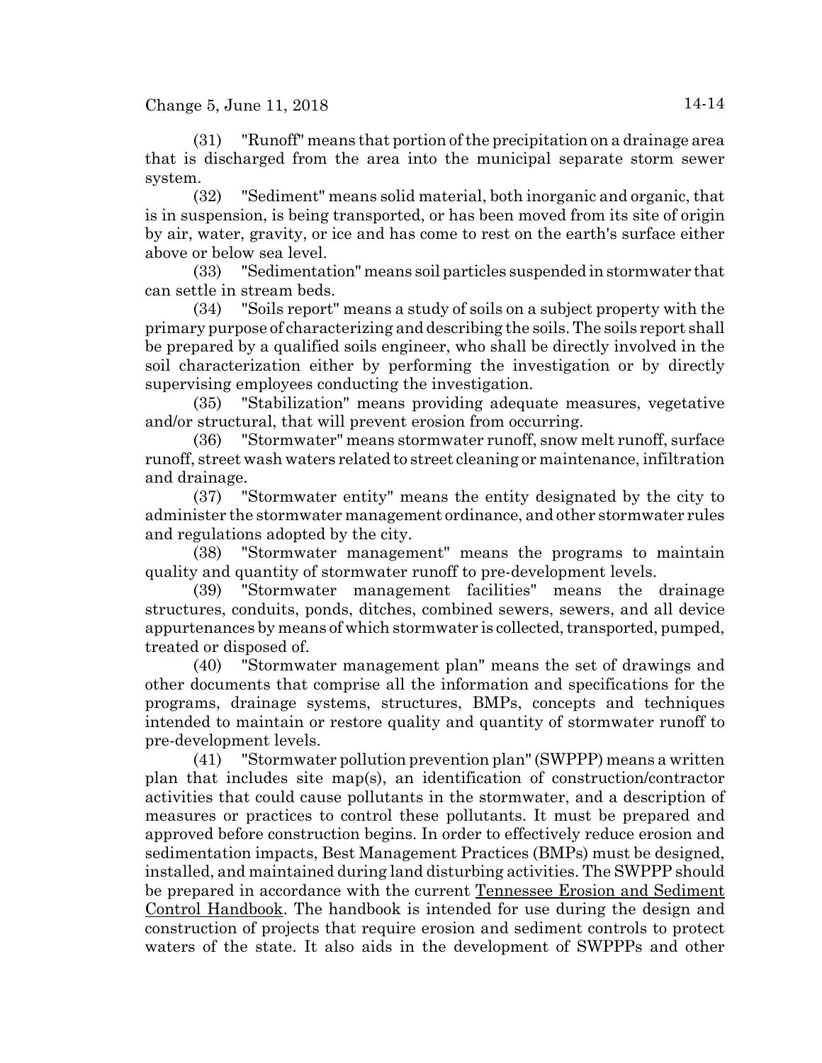(31) "Runoff" means that portion of the precipitation on a drainage area that is discharged from the area into the municipal separate storm sewer system.

(32) "Sediment" means solid material, both inorganic and organic, that is in suspension, is being transported, or has been moved from its site of origin by air, water, gravity, or ice and has come to rest on the earth's surface either above or below sea level.

(33) "Sedimentation" means soil particles suspended in stormwater that can settle in stream beds.

(34) "Soils report" means a study of soils on a subject property with the primary purpose of characterizing and describing the soils. The soils report shall be prepared by a qualified soils engineer, who shall be directly involved in the soil characterization either by performing the investigation or by directly supervising employees conducting the investigation.

(35) "Stabilization" means providing adequate measures, vegetative and/or structural, that will prevent erosion from occurring.

(36) "Stormwater" means stormwater runoff, snow melt runoff, surface runoff, street wash waters related to street cleaning or maintenance, infiltration and drainage.

(37) "Stormwater entity" means the entity designated by the city to administer the stormwater management ordinance, and other stormwater rules and regulations adopted by the city.

(38) "Stormwater management" means the programs to maintain quality and quantity of stormwater runoff to pre-development levels.

(39) "Stormwater management facilities" means the drainage structures, conduits, ponds, ditches, combined sewers, sewers, and all device appurtenances by means of which stormwater is collected, transported, pumped, treated or disposed of.

(40) "Stormwater management plan" means the set of drawings and other documents that comprise all the information and specifications for the programs, drainage systems, structures, BMPs, concepts and techniques intended to maintain or restore quality and quantity of stormwater runoff to pre-development levels.

(41) "Stormwater pollution prevention plan" (SWPPP) means a written plan that includes site map(s), an identification of construction/contractor activities that could cause pollutants in the stormwater, and a description of measures or practices to control these pollutants. It must be prepared and approved before construction begins. In order to effectively reduce erosion and sedimentation impacts, Best Management Practices (BMPs) must be designed, installed, and maintained during land disturbing activities. The SWPPP should be prepared in accordance with the current Tennessee Erosion and Sediment Control Handbook. The handbook is intended for use during the design and construction of projects that require erosion and sediment controls to protect waters of the state. It also aids in the development of SWPPPs and other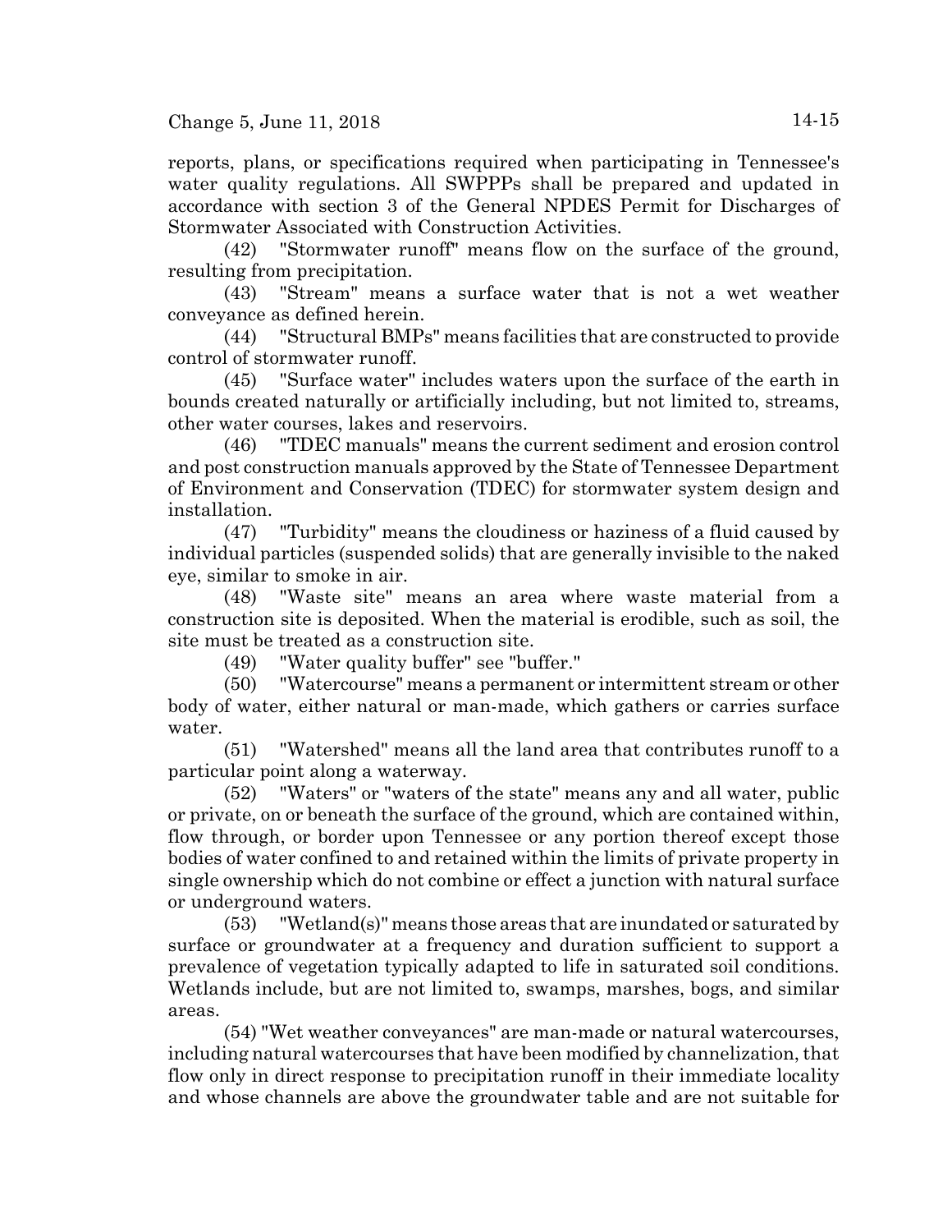reports, plans, or specifications required when participating in Tennessee's water quality regulations. All SWPPPs shall be prepared and updated in accordance with section 3 of the General NPDES Permit for Discharges of Stormwater Associated with Construction Activities.

(42) "Stormwater runoff" means flow on the surface of the ground, resulting from precipitation.

(43) "Stream" means a surface water that is not a wet weather conveyance as defined herein.

(44) "Structural BMPs" means facilities that are constructed to provide control of stormwater runoff.

(45) "Surface water" includes waters upon the surface of the earth in bounds created naturally or artificially including, but not limited to, streams, other water courses, lakes and reservoirs.

(46) "TDEC manuals" means the current sediment and erosion control and post construction manuals approved by the State of Tennessee Department of Environment and Conservation (TDEC) for stormwater system design and installation.

(47) "Turbidity" means the cloudiness or haziness of a fluid caused by individual particles (suspended solids) that are generally invisible to the naked eye, similar to smoke in air.

(48) "Waste site" means an area where waste material from a construction site is deposited. When the material is erodible, such as soil, the site must be treated as a construction site.

(49) "Water quality buffer" see "buffer."

(50) "Watercourse" means a permanent or intermittent stream or other body of water, either natural or man-made, which gathers or carries surface water.

(51) "Watershed" means all the land area that contributes runoff to a particular point along a waterway.

(52) "Waters" or "waters of the state" means any and all water, public or private, on or beneath the surface of the ground, which are contained within, flow through, or border upon Tennessee or any portion thereof except those bodies of water confined to and retained within the limits of private property in single ownership which do not combine or effect a junction with natural surface or underground waters.

(53) "Wetland(s)" means those areas that are inundated or saturated by surface or groundwater at a frequency and duration sufficient to support a prevalence of vegetation typically adapted to life in saturated soil conditions. Wetlands include, but are not limited to, swamps, marshes, bogs, and similar areas.

(54) "Wet weather conveyances" are man-made or natural watercourses, including natural watercourses that have been modified by channelization, that flow only in direct response to precipitation runoff in their immediate locality and whose channels are above the groundwater table and are not suitable for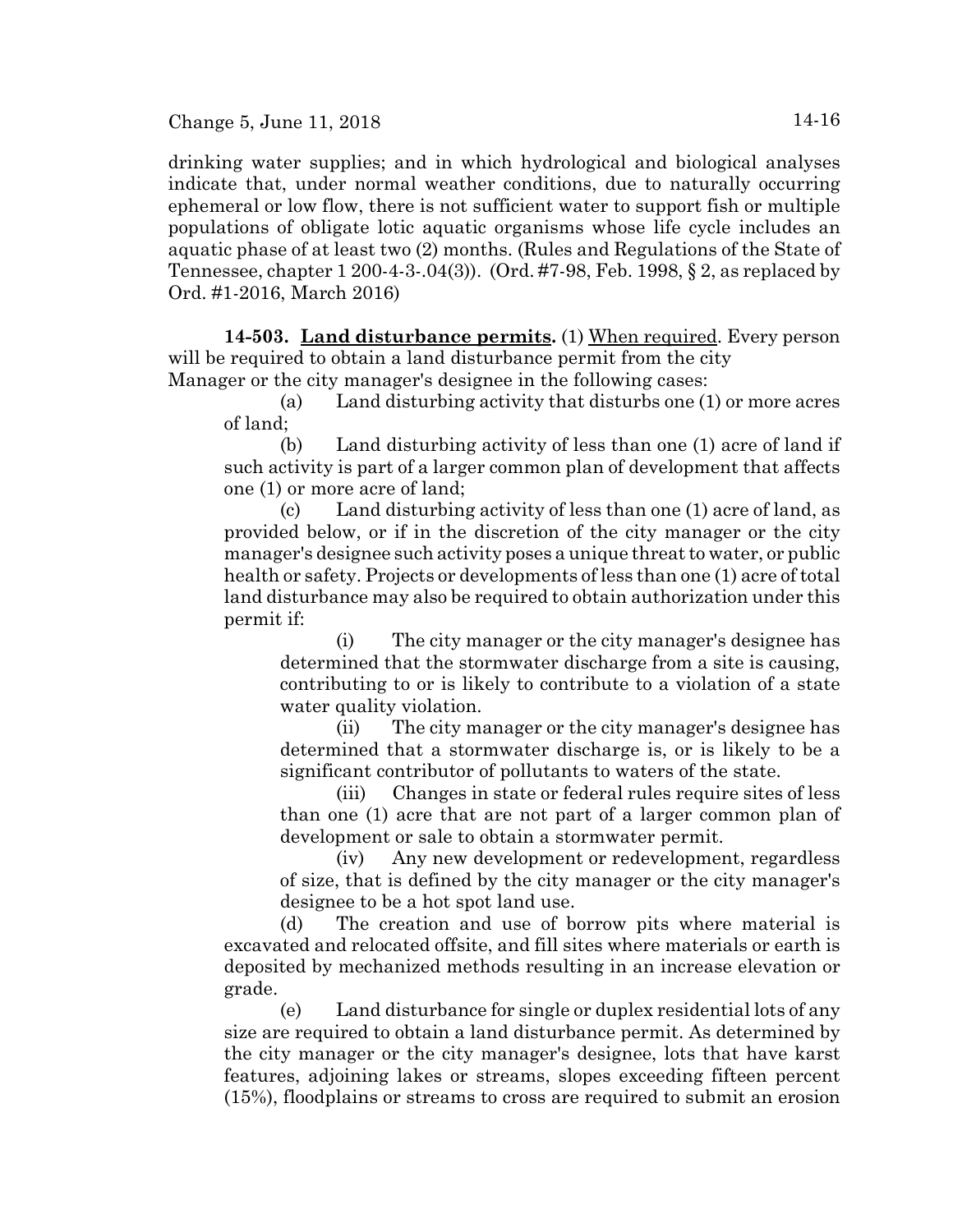drinking water supplies; and in which hydrological and biological analyses indicate that, under normal weather conditions, due to naturally occurring ephemeral or low flow, there is not sufficient water to support fish or multiple populations of obligate lotic aquatic organisms whose life cycle includes an aquatic phase of at least two (2) months. (Rules and Regulations of the State of Tennessee, chapter 1 200-4-3-.04(3)). (Ord. #7-98, Feb. 1998, § 2, as replaced by Ord. #1-2016, March 2016)

**14-503. Land disturbance permits.** (1) When required. Every person will be required to obtain a land disturbance permit from the city Manager or the city manager's designee in the following cases:

(a) Land disturbing activity that disturbs one (1) or more acres of land;

(b) Land disturbing activity of less than one (1) acre of land if such activity is part of a larger common plan of development that affects one (1) or more acre of land;

(c) Land disturbing activity of less than one (1) acre of land, as provided below, or if in the discretion of the city manager or the city manager's designee such activity poses a unique threat to water, or public health or safety. Projects or developments of less than one (1) acre of total land disturbance may also be required to obtain authorization under this permit if:

(i) The city manager or the city manager's designee has determined that the stormwater discharge from a site is causing, contributing to or is likely to contribute to a violation of a state water quality violation.

(ii) The city manager or the city manager's designee has determined that a stormwater discharge is, or is likely to be a significant contributor of pollutants to waters of the state.

(iii) Changes in state or federal rules require sites of less than one (1) acre that are not part of a larger common plan of development or sale to obtain a stormwater permit.

(iv) Any new development or redevelopment, regardless of size, that is defined by the city manager or the city manager's designee to be a hot spot land use.

(d) The creation and use of borrow pits where material is excavated and relocated offsite, and fill sites where materials or earth is deposited by mechanized methods resulting in an increase elevation or grade.

(e) Land disturbance for single or duplex residential lots of any size are required to obtain a land disturbance permit. As determined by the city manager or the city manager's designee, lots that have karst features, adjoining lakes or streams, slopes exceeding fifteen percent (15%), floodplains or streams to cross are required to submit an erosion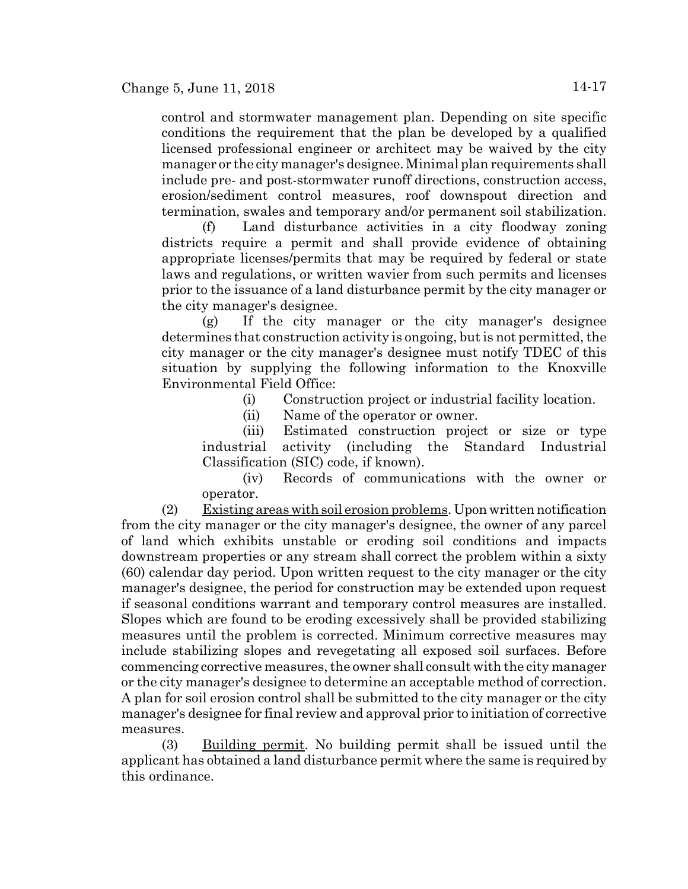control and stormwater management plan. Depending on site specific conditions the requirement that the plan be developed by a qualified licensed professional engineer or architect may be waived by the city manager or the city manager's designee. Minimal plan requirements shall include pre- and post-stormwater runoff directions, construction access, erosion/sediment control measures, roof downspout direction and termination, swales and temporary and/or permanent soil stabilization.

(f) Land disturbance activities in a city floodway zoning districts require a permit and shall provide evidence of obtaining appropriate licenses/permits that may be required by federal or state laws and regulations, or written wavier from such permits and licenses prior to the issuance of a land disturbance permit by the city manager or the city manager's designee.

(g) If the city manager or the city manager's designee determines that construction activity is ongoing, but is not permitted, the city manager or the city manager's designee must notify TDEC of this situation by supplying the following information to the Knoxville Environmental Field Office:

(i) Construction project or industrial facility location.

(ii) Name of the operator or owner.

(iii) Estimated construction project or size or type industrial activity (including the Standard Industrial Classification (SIC) code, if known).

(iv) Records of communications with the owner or operator.

(2) Existing areas with soil erosion problems. Upon written notification from the city manager or the city manager's designee, the owner of any parcel of land which exhibits unstable or eroding soil conditions and impacts downstream properties or any stream shall correct the problem within a sixty (60) calendar day period. Upon written request to the city manager or the city manager's designee, the period for construction may be extended upon request if seasonal conditions warrant and temporary control measures are installed. Slopes which are found to be eroding excessively shall be provided stabilizing measures until the problem is corrected. Minimum corrective measures may include stabilizing slopes and revegetating all exposed soil surfaces. Before commencing corrective measures, the owner shall consult with the city manager or the city manager's designee to determine an acceptable method of correction. A plan for soil erosion control shall be submitted to the city manager or the city manager's designee for final review and approval prior to initiation of corrective measures.

(3) Building permit. No building permit shall be issued until the applicant has obtained a land disturbance permit where the same is required by this ordinance.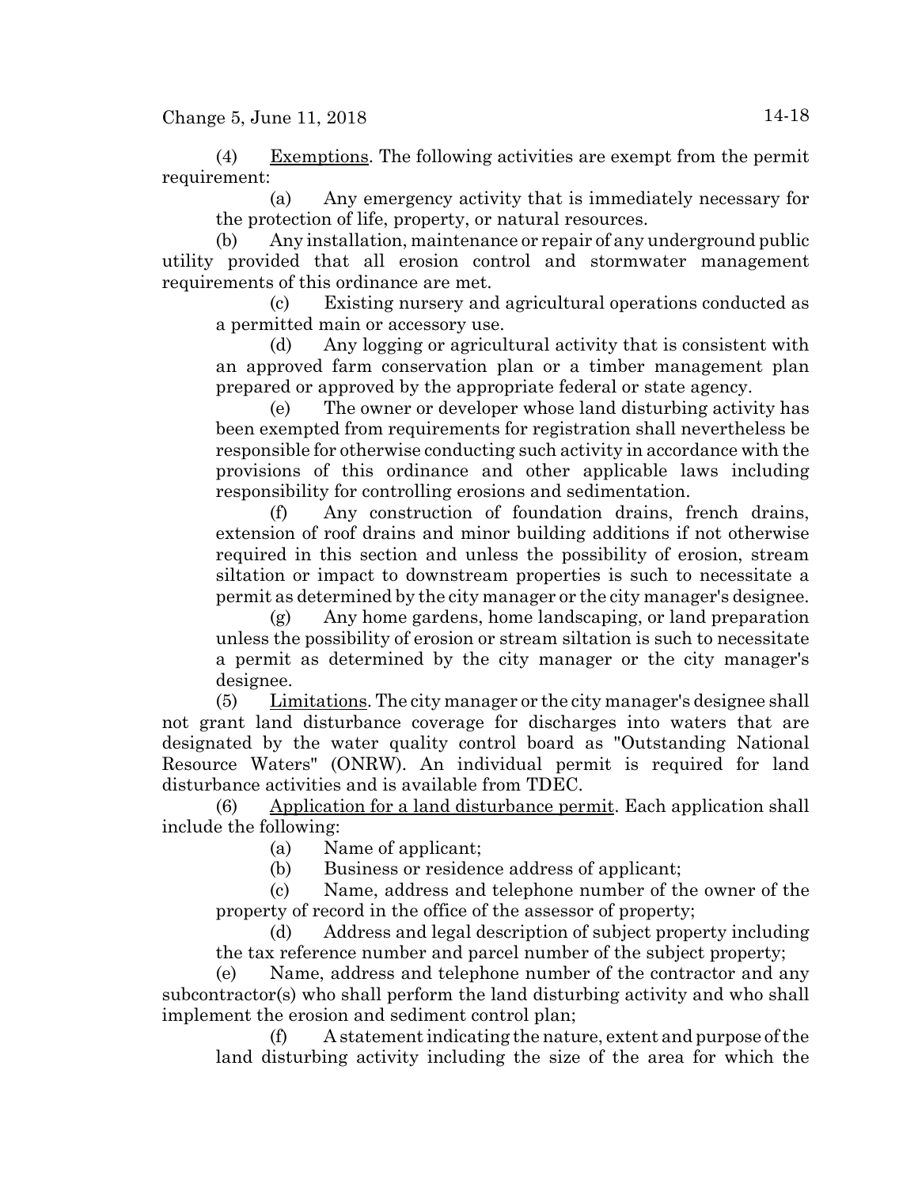(4) Exemptions. The following activities are exempt from the permit requirement:

(a) Any emergency activity that is immediately necessary for the protection of life, property, or natural resources.

(b) Any installation, maintenance or repair of any underground public utility provided that all erosion control and stormwater management requirements of this ordinance are met.

(c) Existing nursery and agricultural operations conducted as a permitted main or accessory use.

(d) Any logging or agricultural activity that is consistent with an approved farm conservation plan or a timber management plan prepared or approved by the appropriate federal or state agency.

(e) The owner or developer whose land disturbing activity has been exempted from requirements for registration shall nevertheless be responsible for otherwise conducting such activity in accordance with the provisions of this ordinance and other applicable laws including responsibility for controlling erosions and sedimentation.

(f) Any construction of foundation drains, french drains, extension of roof drains and minor building additions if not otherwise required in this section and unless the possibility of erosion, stream siltation or impact to downstream properties is such to necessitate a permit as determined by the city manager or the city manager's designee.

(g) Any home gardens, home landscaping, or land preparation unless the possibility of erosion or stream siltation is such to necessitate a permit as determined by the city manager or the city manager's designee.

(5) Limitations. The city manager or the city manager's designee shall not grant land disturbance coverage for discharges into waters that are designated by the water quality control board as "Outstanding National Resource Waters" (ONRW). An individual permit is required for land disturbance activities and is available from TDEC.

(6) Application for a land disturbance permit. Each application shall include the following:

(a) Name of applicant;

(b) Business or residence address of applicant;

(c) Name, address and telephone number of the owner of the property of record in the office of the assessor of property;

(d) Address and legal description of subject property including the tax reference number and parcel number of the subject property;

(e) Name, address and telephone number of the contractor and any subcontractor(s) who shall perform the land disturbing activity and who shall implement the erosion and sediment control plan;

(f) A statement indicating the nature, extent and purpose of the land disturbing activity including the size of the area for which the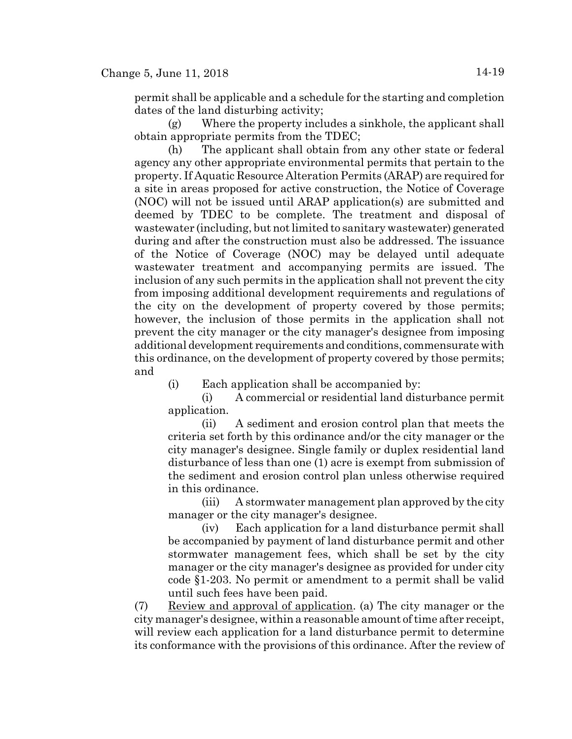permit shall be applicable and a schedule for the starting and completion dates of the land disturbing activity;

(g) Where the property includes a sinkhole, the applicant shall obtain appropriate permits from the TDEC;

(h) The applicant shall obtain from any other state or federal agency any other appropriate environmental permits that pertain to the property. If Aquatic Resource Alteration Permits (ARAP) are required for a site in areas proposed for active construction, the Notice of Coverage (NOC) will not be issued until ARAP application(s) are submitted and deemed by TDEC to be complete. The treatment and disposal of wastewater (including, but not limited to sanitary wastewater) generated during and after the construction must also be addressed. The issuance of the Notice of Coverage (NOC) may be delayed until adequate wastewater treatment and accompanying permits are issued. The inclusion of any such permits in the application shall not prevent the city from imposing additional development requirements and regulations of the city on the development of property covered by those permits; however, the inclusion of those permits in the application shall not prevent the city manager or the city manager's designee from imposing additional development requirements and conditions, commensurate with this ordinance, on the development of property covered by those permits; and

(i) Each application shall be accompanied by:

(i) A commercial or residential land disturbance permit application.

(ii) A sediment and erosion control plan that meets the criteria set forth by this ordinance and/or the city manager or the city manager's designee. Single family or duplex residential land disturbance of less than one (1) acre is exempt from submission of the sediment and erosion control plan unless otherwise required in this ordinance.

(iii) A stormwater management plan approved by the city manager or the city manager's designee.

(iv) Each application for a land disturbance permit shall be accompanied by payment of land disturbance permit and other stormwater management fees, which shall be set by the city manager or the city manager's designee as provided for under city code §1-203. No permit or amendment to a permit shall be valid until such fees have been paid.

(7) Review and approval of application. (a) The city manager or the city manager's designee, within a reasonable amount of time after receipt, will review each application for a land disturbance permit to determine its conformance with the provisions of this ordinance. After the review of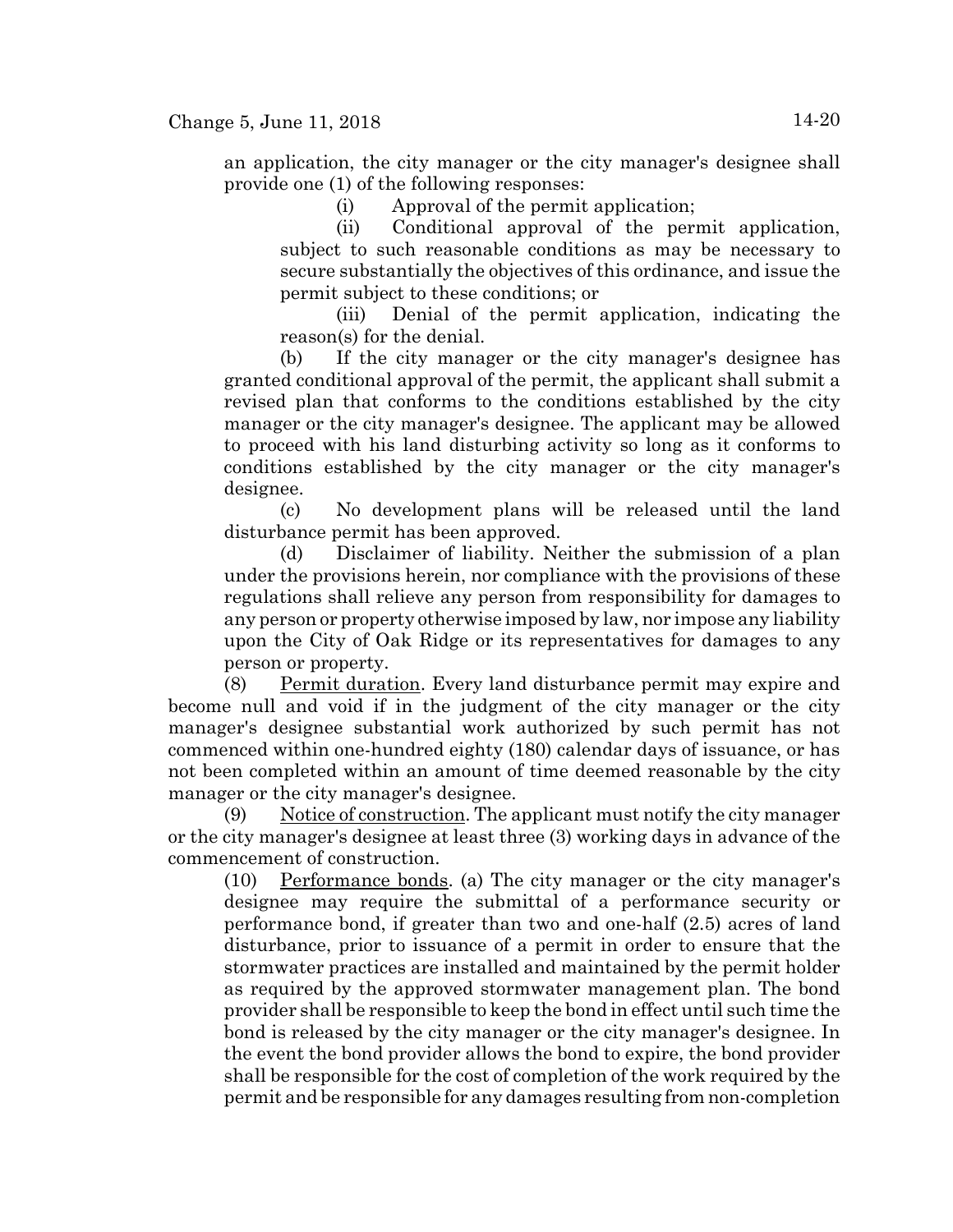an application, the city manager or the city manager's designee shall provide one (1) of the following responses:

(i) Approval of the permit application;

(ii) Conditional approval of the permit application, subject to such reasonable conditions as may be necessary to secure substantially the objectives of this ordinance, and issue the permit subject to these conditions; or

(iii) Denial of the permit application, indicating the reason(s) for the denial.

(b) If the city manager or the city manager's designee has granted conditional approval of the permit, the applicant shall submit a revised plan that conforms to the conditions established by the city manager or the city manager's designee. The applicant may be allowed to proceed with his land disturbing activity so long as it conforms to conditions established by the city manager or the city manager's designee.

(c) No development plans will be released until the land disturbance permit has been approved.

(d) Disclaimer of liability. Neither the submission of a plan under the provisions herein, nor compliance with the provisions of these regulations shall relieve any person from responsibility for damages to any person or property otherwise imposed by law, nor impose any liability upon the City of Oak Ridge or its representatives for damages to any person or property.

(8) Permit duration. Every land disturbance permit may expire and become null and void if in the judgment of the city manager or the city manager's designee substantial work authorized by such permit has not commenced within one-hundred eighty (180) calendar days of issuance, or has not been completed within an amount of time deemed reasonable by the city manager or the city manager's designee.

(9) Notice of construction. The applicant must notify the city manager or the city manager's designee at least three (3) working days in advance of the commencement of construction.

(10) Performance bonds. (a) The city manager or the city manager's designee may require the submittal of a performance security or performance bond, if greater than two and one-half (2.5) acres of land disturbance, prior to issuance of a permit in order to ensure that the stormwater practices are installed and maintained by the permit holder as required by the approved stormwater management plan. The bond provider shall be responsible to keep the bond in effect until such time the bond is released by the city manager or the city manager's designee. In the event the bond provider allows the bond to expire, the bond provider shall be responsible for the cost of completion of the work required by the permit and be responsible for any damages resulting from non-completion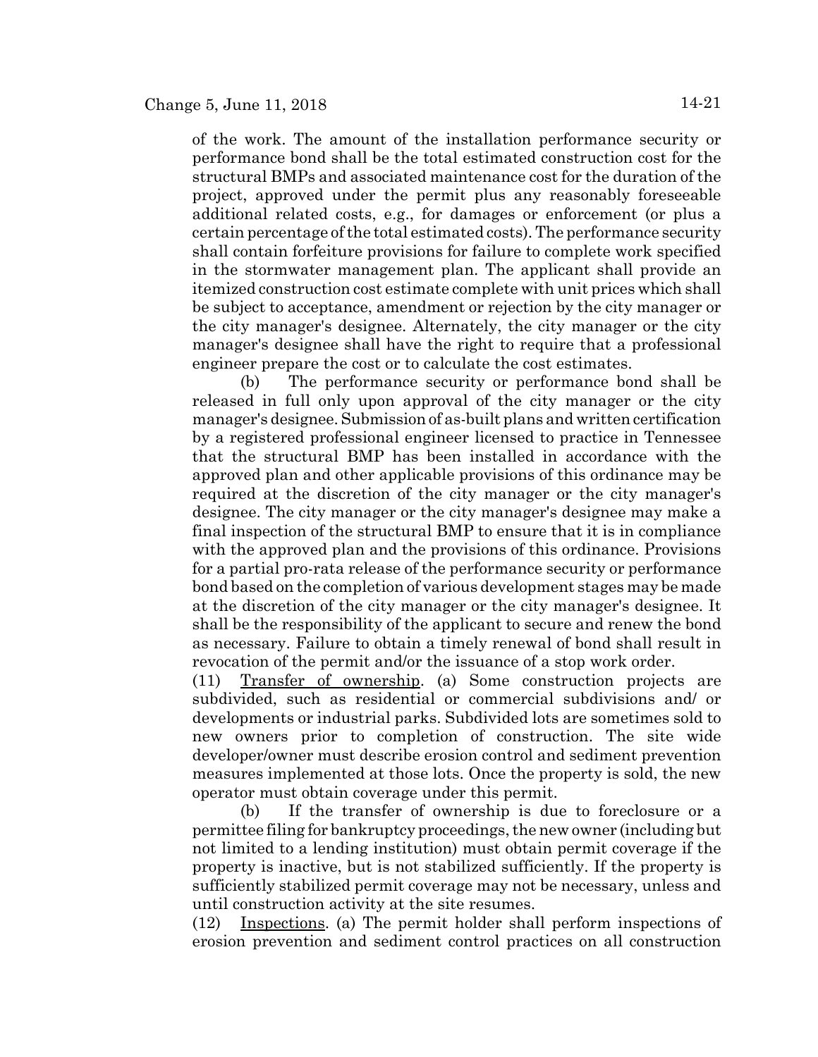of the work. The amount of the installation performance security or performance bond shall be the total estimated construction cost for the structural BMPs and associated maintenance cost for the duration of the project, approved under the permit plus any reasonably foreseeable additional related costs, e.g., for damages or enforcement (or plus a certain percentage of the total estimated costs). The performance security shall contain forfeiture provisions for failure to complete work specified in the stormwater management plan. The applicant shall provide an itemized construction cost estimate complete with unit prices which shall be subject to acceptance, amendment or rejection by the city manager or the city manager's designee. Alternately, the city manager or the city manager's designee shall have the right to require that a professional engineer prepare the cost or to calculate the cost estimates.

(b) The performance security or performance bond shall be released in full only upon approval of the city manager or the city manager's designee. Submission of as-built plans and written certification by a registered professional engineer licensed to practice in Tennessee that the structural BMP has been installed in accordance with the approved plan and other applicable provisions of this ordinance may be required at the discretion of the city manager or the city manager's designee. The city manager or the city manager's designee may make a final inspection of the structural BMP to ensure that it is in compliance with the approved plan and the provisions of this ordinance. Provisions for a partial pro-rata release of the performance security or performance bond based on the completion of various development stages may be made at the discretion of the city manager or the city manager's designee. It shall be the responsibility of the applicant to secure and renew the bond as necessary. Failure to obtain a timely renewal of bond shall result in revocation of the permit and/or the issuance of a stop work order.

(11) Transfer of ownership. (a) Some construction projects are subdivided, such as residential or commercial subdivisions and/ or developments or industrial parks. Subdivided lots are sometimes sold to new owners prior to completion of construction. The site wide developer/owner must describe erosion control and sediment prevention measures implemented at those lots. Once the property is sold, the new operator must obtain coverage under this permit.

(b) If the transfer of ownership is due to foreclosure or a permittee filing for bankruptcy proceedings, the new owner (including but not limited to a lending institution) must obtain permit coverage if the property is inactive, but is not stabilized sufficiently. If the property is sufficiently stabilized permit coverage may not be necessary, unless and until construction activity at the site resumes.

(12) Inspections. (a) The permit holder shall perform inspections of erosion prevention and sediment control practices on all construction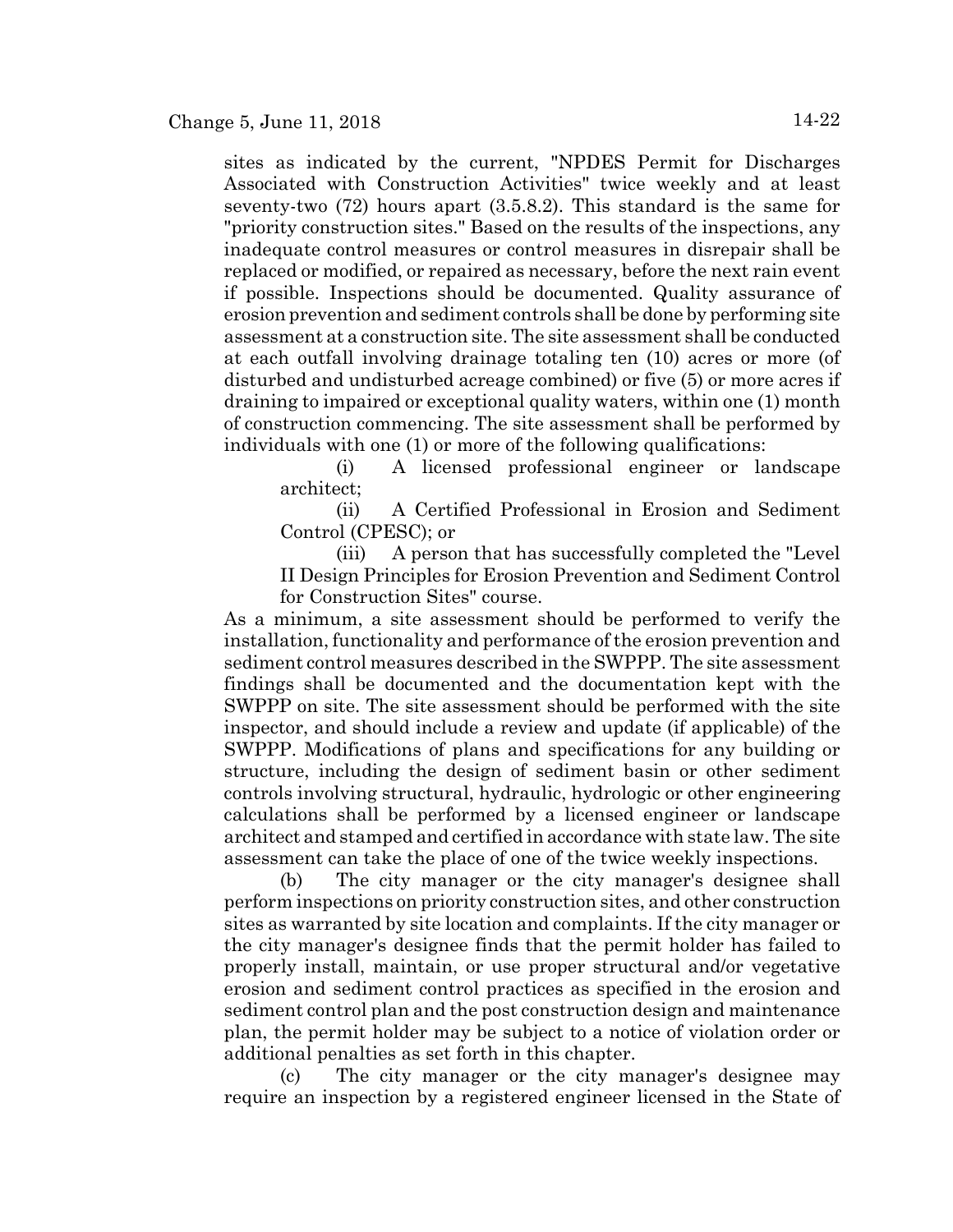sites as indicated by the current, "NPDES Permit for Discharges Associated with Construction Activities" twice weekly and at least seventy-two (72) hours apart (3.5.8.2). This standard is the same for "priority construction sites." Based on the results of the inspections, any inadequate control measures or control measures in disrepair shall be replaced or modified, or repaired as necessary, before the next rain event if possible. Inspections should be documented. Quality assurance of erosion prevention and sediment controls shall be done by performing site assessment at a construction site. The site assessment shall be conducted at each outfall involving drainage totaling ten (10) acres or more (of disturbed and undisturbed acreage combined) or five (5) or more acres if draining to impaired or exceptional quality waters, within one (1) month of construction commencing. The site assessment shall be performed by individuals with one (1) or more of the following qualifications:

(i) A licensed professional engineer or landscape architect;

(ii) A Certified Professional in Erosion and Sediment Control (CPESC); or

(iii) A person that has successfully completed the "Level II Design Principles for Erosion Prevention and Sediment Control for Construction Sites" course.

As a minimum, a site assessment should be performed to verify the installation, functionality and performance of the erosion prevention and sediment control measures described in the SWPPP. The site assessment findings shall be documented and the documentation kept with the SWPPP on site. The site assessment should be performed with the site inspector, and should include a review and update (if applicable) of the SWPPP. Modifications of plans and specifications for any building or structure, including the design of sediment basin or other sediment controls involving structural, hydraulic, hydrologic or other engineering calculations shall be performed by a licensed engineer or landscape architect and stamped and certified in accordance with state law. The site assessment can take the place of one of the twice weekly inspections.

(b) The city manager or the city manager's designee shall perform inspections on priority construction sites, and other construction sites as warranted by site location and complaints. If the city manager or the city manager's designee finds that the permit holder has failed to properly install, maintain, or use proper structural and/or vegetative erosion and sediment control practices as specified in the erosion and sediment control plan and the post construction design and maintenance plan, the permit holder may be subject to a notice of violation order or additional penalties as set forth in this chapter.

(c) The city manager or the city manager's designee may require an inspection by a registered engineer licensed in the State of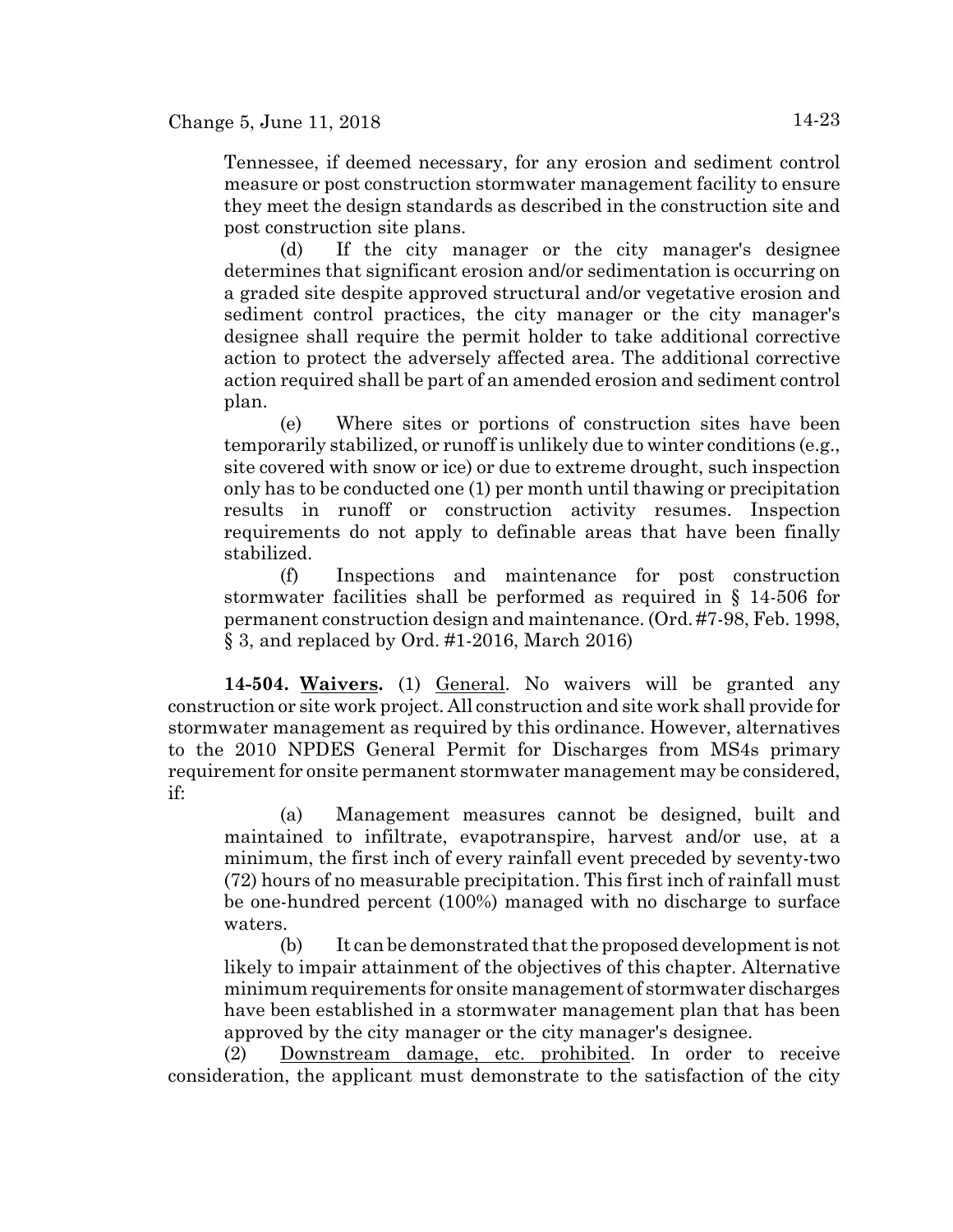Tennessee, if deemed necessary, for any erosion and sediment control measure or post construction stormwater management facility to ensure they meet the design standards as described in the construction site and post construction site plans.

(d) If the city manager or the city manager's designee determines that significant erosion and/or sedimentation is occurring on a graded site despite approved structural and/or vegetative erosion and sediment control practices, the city manager or the city manager's designee shall require the permit holder to take additional corrective action to protect the adversely affected area. The additional corrective action required shall be part of an amended erosion and sediment control plan.

(e) Where sites or portions of construction sites have been temporarily stabilized, or runoff is unlikely due to winter conditions (e.g., site covered with snow or ice) or due to extreme drought, such inspection only has to be conducted one (1) per month until thawing or precipitation results in runoff or construction activity resumes. Inspection requirements do not apply to definable areas that have been finally stabilized.

(f) Inspections and maintenance for post construction stormwater facilities shall be performed as required in § 14-506 for permanent construction design and maintenance. (Ord. #7-98, Feb. 1998, § 3, and replaced by Ord. #1-2016, March 2016)

**14-504. Waivers.** (1) General. No waivers will be granted any construction or site work project. All construction and site work shall provide for stormwater management as required by this ordinance. However, alternatives to the 2010 NPDES General Permit for Discharges from MS4s primary requirement for onsite permanent stormwater management may be considered, if:

(a) Management measures cannot be designed, built and maintained to infiltrate, evapotranspire, harvest and/or use, at a minimum, the first inch of every rainfall event preceded by seventy-two (72) hours of no measurable precipitation. This first inch of rainfall must be one-hundred percent (100%) managed with no discharge to surface waters.

(b) It can be demonstrated that the proposed development is not likely to impair attainment of the objectives of this chapter. Alternative minimum requirements for onsite management of stormwater discharges have been established in a stormwater management plan that has been approved by the city manager or the city manager's designee.

(2) Downstream damage, etc. prohibited. In order to receive consideration, the applicant must demonstrate to the satisfaction of the city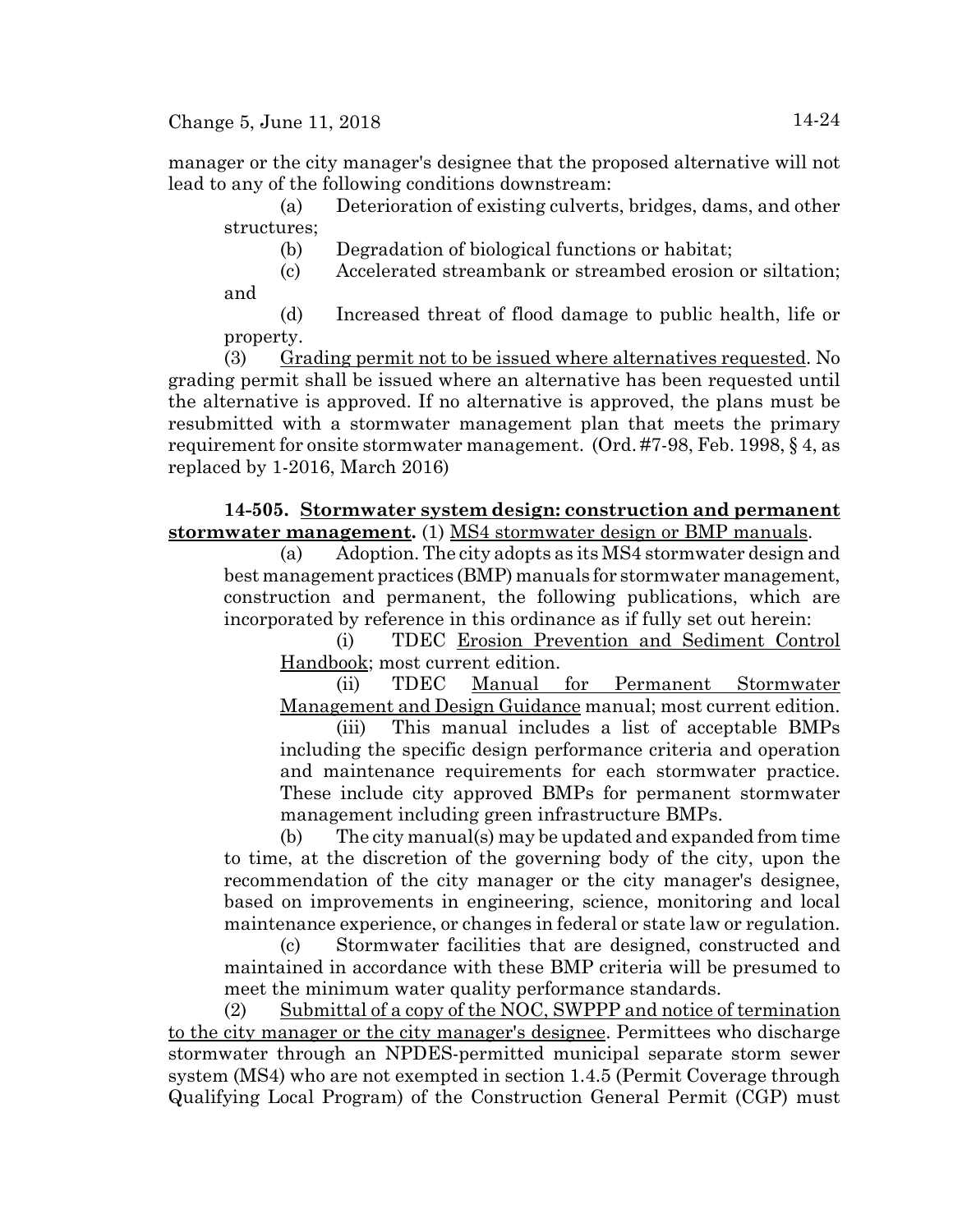manager or the city manager's designee that the proposed alternative will not lead to any of the following conditions downstream:

(a) Deterioration of existing culverts, bridges, dams, and other structures;

(b) Degradation of biological functions or habitat;

(c) Accelerated streambank or streambed erosion or siltation; and

(d) Increased threat of flood damage to public health, life or property.

(3) Grading permit not to be issued where alternatives requested. No grading permit shall be issued where an alternative has been requested until the alternative is approved. If no alternative is approved, the plans must be resubmitted with a stormwater management plan that meets the primary requirement for onsite stormwater management. (Ord. #7-98, Feb. 1998, § 4, as replaced by 1-2016, March 2016)

**14-505. Stormwater system design: construction and permanent stormwater management.** (1) MS4 stormwater design or BMP manuals.

(a) Adoption. The city adopts as its MS4 stormwater design and best management practices (BMP) manuals for stormwater management, construction and permanent, the following publications, which are incorporated by reference in this ordinance as if fully set out herein:

(i) TDEC Erosion Prevention and Sediment Control Handbook; most current edition.

(ii) TDEC Manual for Permanent Stormwater Management and Design Guidance manual; most current edition.

(iii) This manual includes a list of acceptable BMPs including the specific design performance criteria and operation and maintenance requirements for each stormwater practice. These include city approved BMPs for permanent stormwater management including green infrastructure BMPs.

(b) The city manual(s) may be updated and expanded from time to time, at the discretion of the governing body of the city, upon the recommendation of the city manager or the city manager's designee, based on improvements in engineering, science, monitoring and local maintenance experience, or changes in federal or state law or regulation.

(c) Stormwater facilities that are designed, constructed and maintained in accordance with these BMP criteria will be presumed to meet the minimum water quality performance standards.

(2) Submittal of a copy of the NOC, SWPPP and notice of termination to the city manager or the city manager's designee. Permittees who discharge stormwater through an NPDES-permitted municipal separate storm sewer system (MS4) who are not exempted in section 1.4.5 (Permit Coverage through Qualifying Local Program) of the Construction General Permit (CGP) must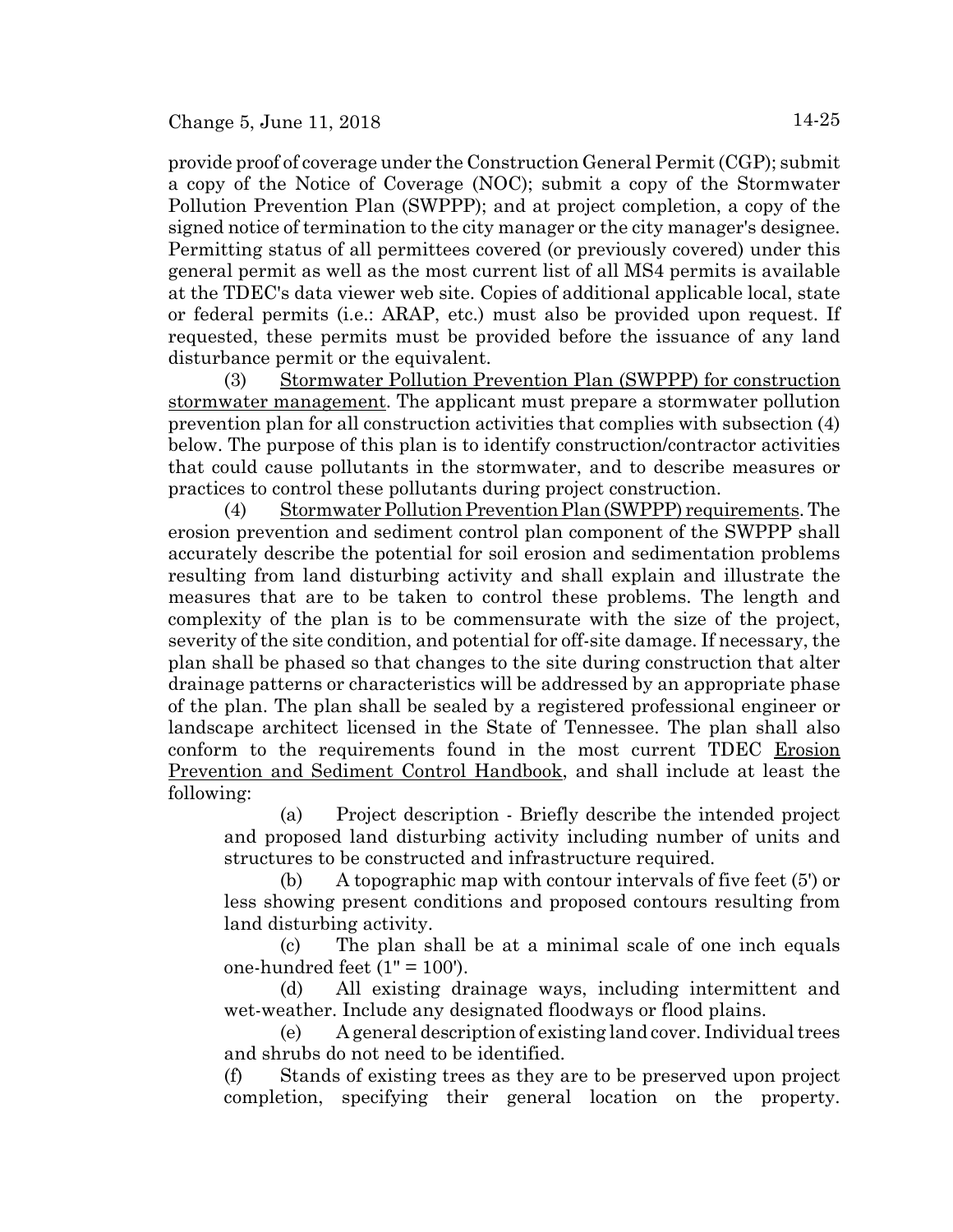provide proof of coverage under the Construction General Permit (CGP); submit a copy of the Notice of Coverage (NOC); submit a copy of the Stormwater Pollution Prevention Plan (SWPPP); and at project completion, a copy of the signed notice of termination to the city manager or the city manager's designee. Permitting status of all permittees covered (or previously covered) under this general permit as well as the most current list of all MS4 permits is available at the TDEC's data viewer web site. Copies of additional applicable local, state or federal permits (i.e.: ARAP, etc.) must also be provided upon request. If requested, these permits must be provided before the issuance of any land disturbance permit or the equivalent.

(3) Stormwater Pollution Prevention Plan (SWPPP) for construction stormwater management. The applicant must prepare a stormwater pollution prevention plan for all construction activities that complies with subsection (4) below. The purpose of this plan is to identify construction/contractor activities that could cause pollutants in the stormwater, and to describe measures or practices to control these pollutants during project construction.

(4) Stormwater Pollution Prevention Plan (SWPPP) requirements. The erosion prevention and sediment control plan component of the SWPPP shall accurately describe the potential for soil erosion and sedimentation problems resulting from land disturbing activity and shall explain and illustrate the measures that are to be taken to control these problems. The length and complexity of the plan is to be commensurate with the size of the project, severity of the site condition, and potential for off-site damage. If necessary, the plan shall be phased so that changes to the site during construction that alter drainage patterns or characteristics will be addressed by an appropriate phase of the plan. The plan shall be sealed by a registered professional engineer or landscape architect licensed in the State of Tennessee. The plan shall also conform to the requirements found in the most current TDEC Erosion Prevention and Sediment Control Handbook, and shall include at least the following:

(a) Project description - Briefly describe the intended project and proposed land disturbing activity including number of units and structures to be constructed and infrastructure required.

(b) A topographic map with contour intervals of five feet (5') or less showing present conditions and proposed contours resulting from land disturbing activity.

(c) The plan shall be at a minimal scale of one inch equals one-hundred feet (1" = 100').

(d) All existing drainage ways, including intermittent and wet-weather. Include any designated floodways or flood plains.

(e) A general description of existing land cover. Individual trees and shrubs do not need to be identified.

(f) Stands of existing trees as they are to be preserved upon project completion, specifying their general location on the property.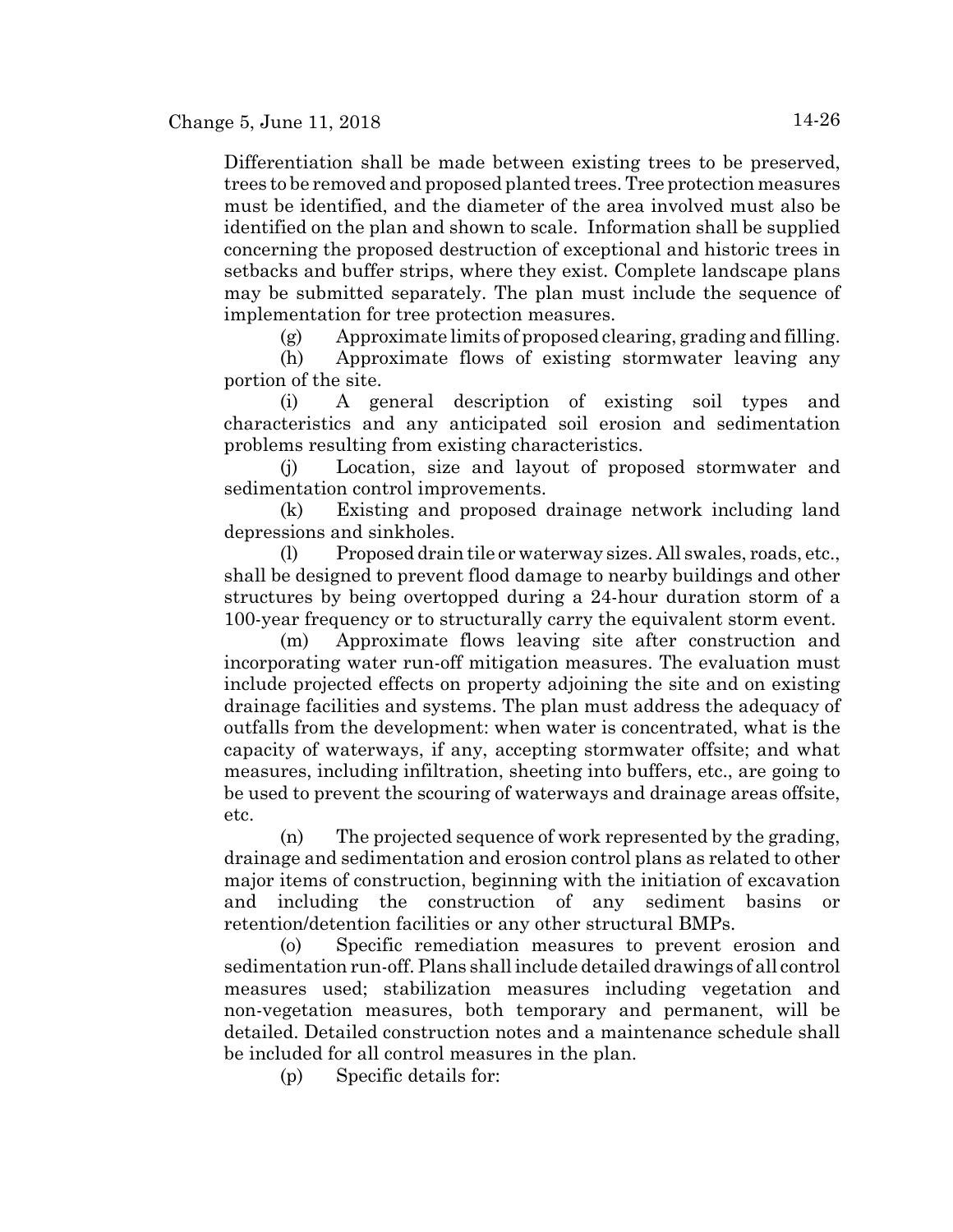Differentiation shall be made between existing trees to be preserved, trees to be removed and proposed planted trees. Tree protection measures must be identified, and the diameter of the area involved must also be identified on the plan and shown to scale. Information shall be supplied concerning the proposed destruction of exceptional and historic trees in setbacks and buffer strips, where they exist. Complete landscape plans may be submitted separately. The plan must include the sequence of implementation for tree protection measures.

(g) Approximate limits of proposed clearing, grading and filling.

(h) Approximate flows of existing stormwater leaving any portion of the site.

(i) A general description of existing soil types and characteristics and any anticipated soil erosion and sedimentation problems resulting from existing characteristics.

(j) Location, size and layout of proposed stormwater and sedimentation control improvements.

(k) Existing and proposed drainage network including land depressions and sinkholes.

(l) Proposed drain tile or waterway sizes. All swales, roads, etc., shall be designed to prevent flood damage to nearby buildings and other structures by being overtopped during a 24-hour duration storm of a 100-year frequency or to structurally carry the equivalent storm event.

(m) Approximate flows leaving site after construction and incorporating water run-off mitigation measures. The evaluation must include projected effects on property adjoining the site and on existing drainage facilities and systems. The plan must address the adequacy of outfalls from the development: when water is concentrated, what is the capacity of waterways, if any, accepting stormwater offsite; and what measures, including infiltration, sheeting into buffers, etc., are going to be used to prevent the scouring of waterways and drainage areas offsite, etc.

(n) The projected sequence of work represented by the grading, drainage and sedimentation and erosion control plans as related to other major items of construction, beginning with the initiation of excavation and including the construction of any sediment basins or retention/detention facilities or any other structural BMPs.

(o) Specific remediation measures to prevent erosion and sedimentation run-off. Plans shall include detailed drawings of all control measures used; stabilization measures including vegetation and non-vegetation measures, both temporary and permanent, will be detailed. Detailed construction notes and a maintenance schedule shall be included for all control measures in the plan.

(p) Specific details for: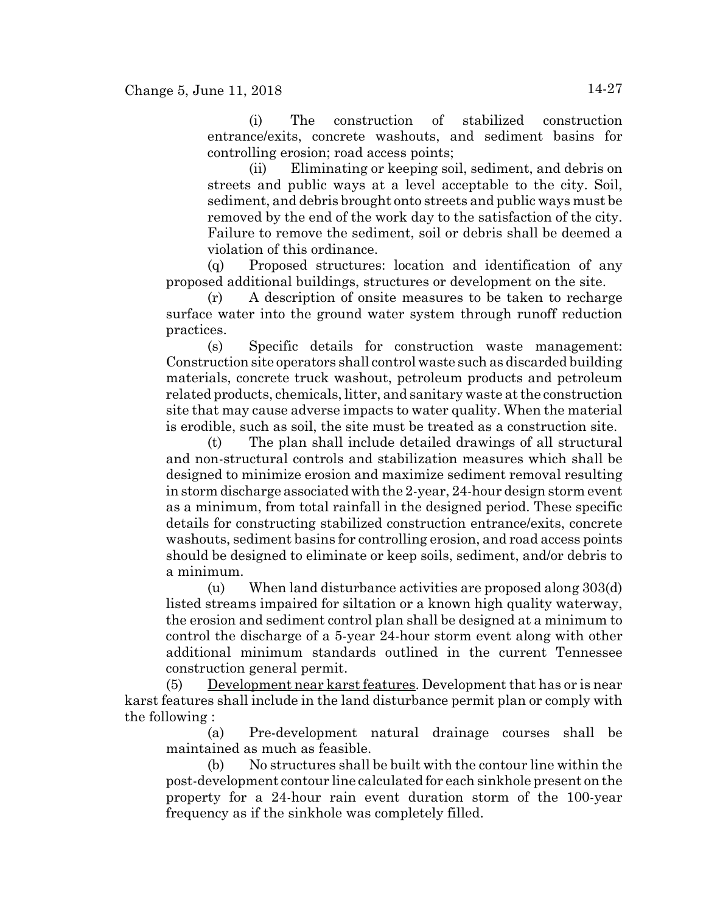(i) The construction of stabilized construction entrance/exits, concrete washouts, and sediment basins for controlling erosion; road access points;

(ii) Eliminating or keeping soil, sediment, and debris on streets and public ways at a level acceptable to the city. Soil, sediment, and debris brought onto streets and public ways must be removed by the end of the work day to the satisfaction of the city. Failure to remove the sediment, soil or debris shall be deemed a violation of this ordinance.

(q) Proposed structures: location and identification of any proposed additional buildings, structures or development on the site.

(r) A description of onsite measures to be taken to recharge surface water into the ground water system through runoff reduction practices.

(s) Specific details for construction waste management: Construction site operators shall control waste such as discarded building materials, concrete truck washout, petroleum products and petroleum related products, chemicals, litter, and sanitary waste at the construction site that may cause adverse impacts to water quality. When the material is erodible, such as soil, the site must be treated as a construction site.

(t) The plan shall include detailed drawings of all structural and non-structural controls and stabilization measures which shall be designed to minimize erosion and maximize sediment removal resulting in storm discharge associated with the 2-year, 24-hour design storm event as a minimum, from total rainfall in the designed period. These specific details for constructing stabilized construction entrance/exits, concrete washouts, sediment basins for controlling erosion, and road access points should be designed to eliminate or keep soils, sediment, and/or debris to a minimum.

(u) When land disturbance activities are proposed along 303(d) listed streams impaired for siltation or a known high quality waterway, the erosion and sediment control plan shall be designed at a minimum to control the discharge of a 5-year 24-hour storm event along with other additional minimum standards outlined in the current Tennessee construction general permit.

(5) Development near karst features. Development that has or is near karst features shall include in the land disturbance permit plan or comply with the following :

(a) Pre-development natural drainage courses shall be maintained as much as feasible.

(b) No structures shall be built with the contour line within the post-development contour line calculated for each sinkhole present on the property for a 24-hour rain event duration storm of the 100-year frequency as if the sinkhole was completely filled.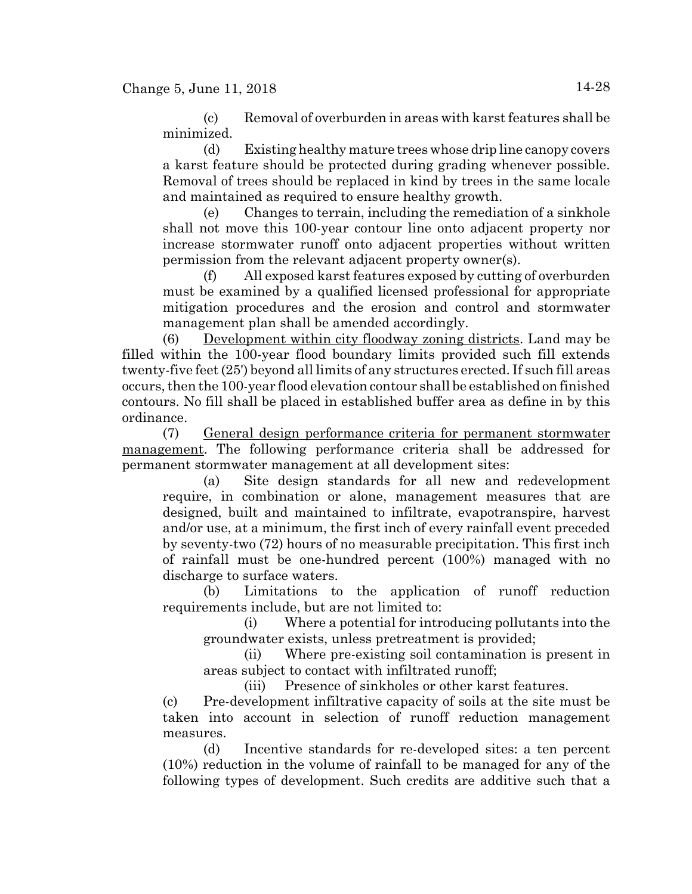(c) Removal of overburden in areas with karst features shall be minimized.

(d) Existing healthy mature trees whose drip line canopy covers a karst feature should be protected during grading whenever possible. Removal of trees should be replaced in kind by trees in the same locale and maintained as required to ensure healthy growth.

(e) Changes to terrain, including the remediation of a sinkhole shall not move this 100-year contour line onto adjacent property nor increase stormwater runoff onto adjacent properties without written permission from the relevant adjacent property owner(s).

(f) All exposed karst features exposed by cutting of overburden must be examined by a qualified licensed professional for appropriate mitigation procedures and the erosion and control and stormwater management plan shall be amended accordingly.

(6) <u>Development within city floodway zoning districts</u>. Land may be filled within the 100-year flood boundary limits provided such fill extends twenty-five feet (25') beyond all limits of any structures erected. If such fill areas occurs, then the 100-year flood elevation contour shall be established on finished contours. No fill shall be placed in established buffer area as define in by this ordinance.

(7) <u>General design performance criteria for permanent stormwater management</u>. The following performance criteria shall be addressed for permanent stormwater management at all development sites:

(a) Site design standards for all new and redevelopment require, in combination or alone, management measures that are designed, built and maintained to infiltrate, evapotranspire, harvest and/or use, at a minimum, the first inch of every rainfall event preceded by seventy-two (72) hours of no measurable precipitation. This first inch of rainfall must be one-hundred percent (100%) managed with no discharge to surface waters.

(b) Limitations to the application of runoff reduction requirements include, but are not limited to:

(i) Where a potential for introducing pollutants into the groundwater exists, unless pretreatment is provided;

(ii) Where pre-existing soil contamination is present in areas subject to contact with infiltrated runoff;

(iii) Presence of sinkholes or other karst features.

(c) Pre-development infiltrative capacity of soils at the site must be taken into account in selection of runoff reduction management measures.

(d) Incentive standards for re-developed sites: a ten percent (10%) reduction in the volume of rainfall to be managed for any of the following types of development. Such credits are additive such that a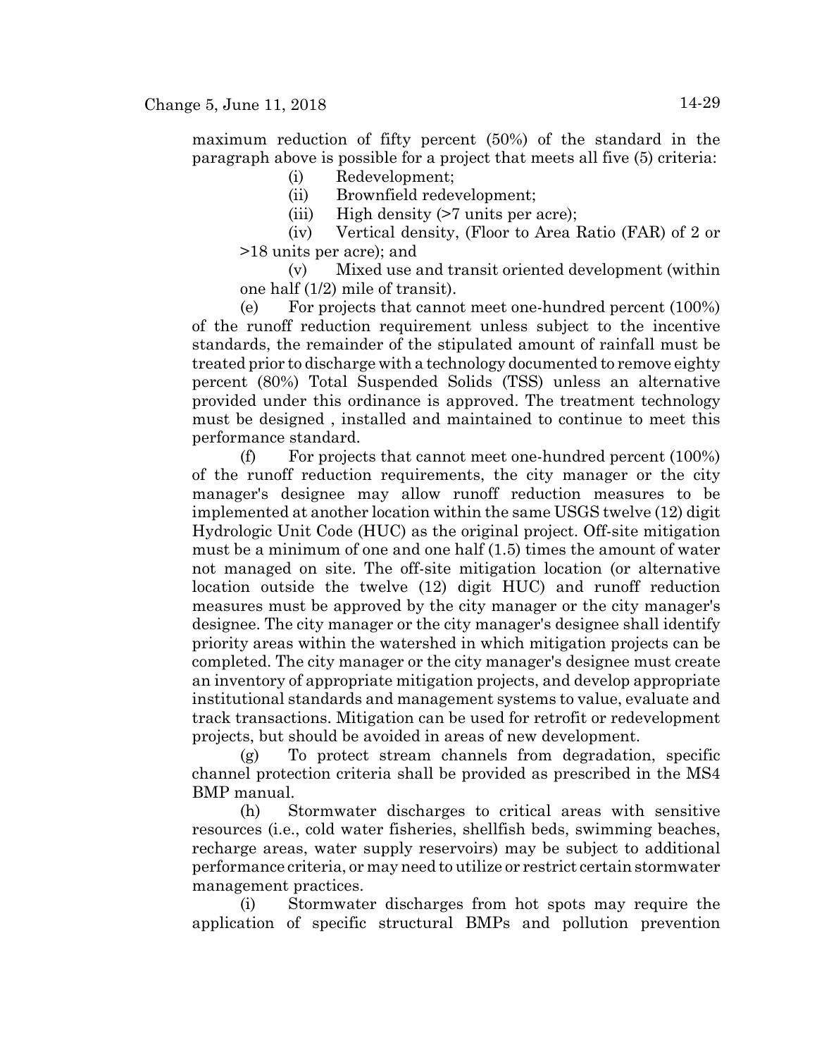maximum reduction of fifty percent (50%) of the standard in the paragraph above is possible for a project that meets all five (5) criteria:

(i) Redevelopment;

(ii) Brownfield redevelopment;

(iii) High density (>7 units per acre);

(iv) Vertical density, (Floor to Area Ratio (FAR) of 2 or >18 units per acre); and

(v) Mixed use and transit oriented development (within one half (1/2) mile of transit).

(e) For projects that cannot meet one-hundred percent (100%) of the runoff reduction requirement unless subject to the incentive standards, the remainder of the stipulated amount of rainfall must be treated prior to discharge with a technology documented to remove eighty percent (80%) Total Suspended Solids (TSS) unless an alternative provided under this ordinance is approved. The treatment technology must be designed , installed and maintained to continue to meet this performance standard.

(f) For projects that cannot meet one-hundred percent (100%) of the runoff reduction requirements, the city manager or the city manager's designee may allow runoff reduction measures to be implemented at another location within the same USGS twelve (12) digit Hydrologic Unit Code (HUC) as the original project. Off-site mitigation must be a minimum of one and one half (1.5) times the amount of water not managed on site. The off-site mitigation location (or alternative location outside the twelve (12) digit HUC) and runoff reduction measures must be approved by the city manager or the city manager's designee. The city manager or the city manager's designee shall identify priority areas within the watershed in which mitigation projects can be completed. The city manager or the city manager's designee must create an inventory of appropriate mitigation projects, and develop appropriate institutional standards and management systems to value, evaluate and track transactions. Mitigation can be used for retrofit or redevelopment projects, but should be avoided in areas of new development.

(g) To protect stream channels from degradation, specific channel protection criteria shall be provided as prescribed in the MS4 BMP manual.

(h) Stormwater discharges to critical areas with sensitive resources (i.e., cold water fisheries, shellfish beds, swimming beaches, recharge areas, water supply reservoirs) may be subject to additional performance criteria, or may need to utilize or restrict certain stormwater management practices.

(i) Stormwater discharges from hot spots may require the application of specific structural BMPs and pollution prevention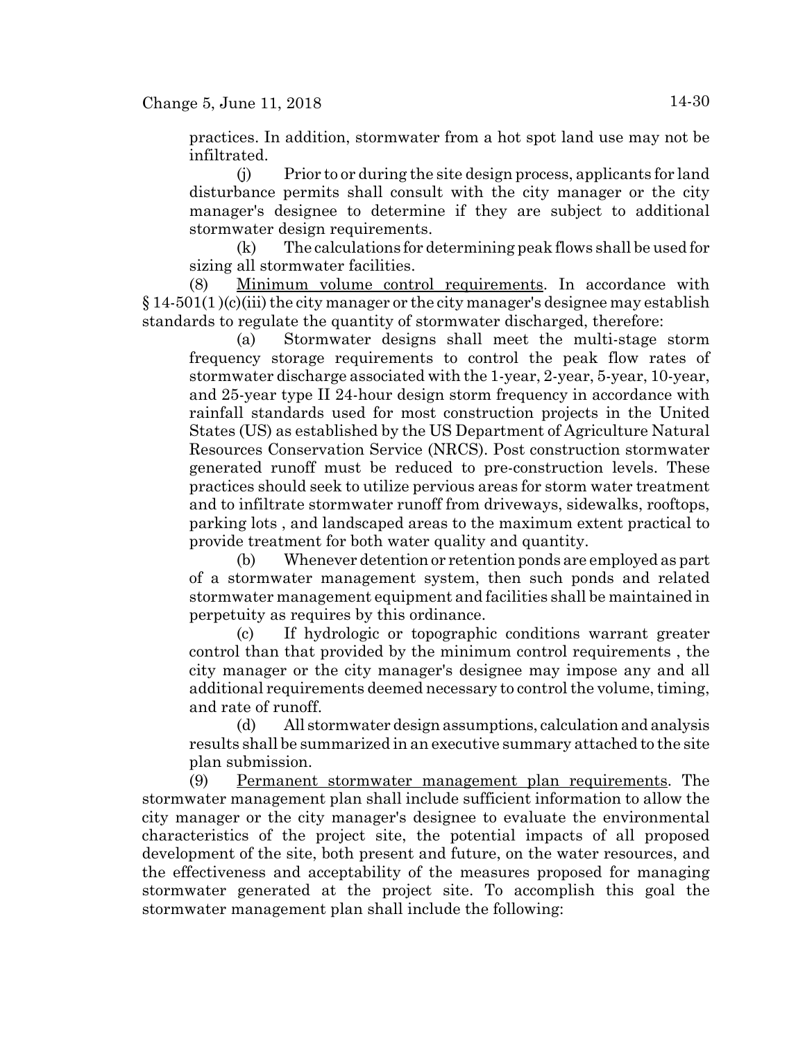practices. In addition, stormwater from a hot spot land use may not be infiltrated.

(j) Prior to or during the site design process, applicants for land disturbance permits shall consult with the city manager or the city manager's designee to determine if they are subject to additional stormwater design requirements.

(k) The calculations for determining peak flows shall be used for sizing all stormwater facilities.

(8) Minimum volume control requirements. In accordance with § 14-501(1)(c)(iii) the city manager or the city manager's designee may establish standards to regulate the quantity of stormwater discharged, therefore:

(a) Stormwater designs shall meet the multi-stage storm frequency storage requirements to control the peak flow rates of stormwater discharge associated with the 1-year, 2-year, 5-year, 10-year, and 25-year type II 24-hour design storm frequency in accordance with rainfall standards used for most construction projects in the United States (US) as established by the US Department of Agriculture Natural Resources Conservation Service (NRCS). Post construction stormwater generated runoff must be reduced to pre-construction levels. These practices should seek to utilize pervious areas for storm water treatment and to infiltrate stormwater runoff from driveways, sidewalks, rooftops, parking lots , and landscaped areas to the maximum extent practical to provide treatment for both water quality and quantity.

(b) Whenever detention or retention ponds are employed as part of a stormwater management system, then such ponds and related stormwater management equipment and facilities shall be maintained in perpetuity as requires by this ordinance.

(c) If hydrologic or topographic conditions warrant greater control than that provided by the minimum control requirements , the city manager or the city manager's designee may impose any and all additional requirements deemed necessary to control the volume, timing, and rate of runoff.

(d) All stormwater design assumptions, calculation and analysis results shall be summarized in an executive summary attached to the site plan submission.

(9) Permanent stormwater management plan requirements. The stormwater management plan shall include sufficient information to allow the city manager or the city manager's designee to evaluate the environmental characteristics of the project site, the potential impacts of all proposed development of the site, both present and future, on the water resources, and the effectiveness and acceptability of the measures proposed for managing stormwater generated at the project site. To accomplish this goal the stormwater management plan shall include the following: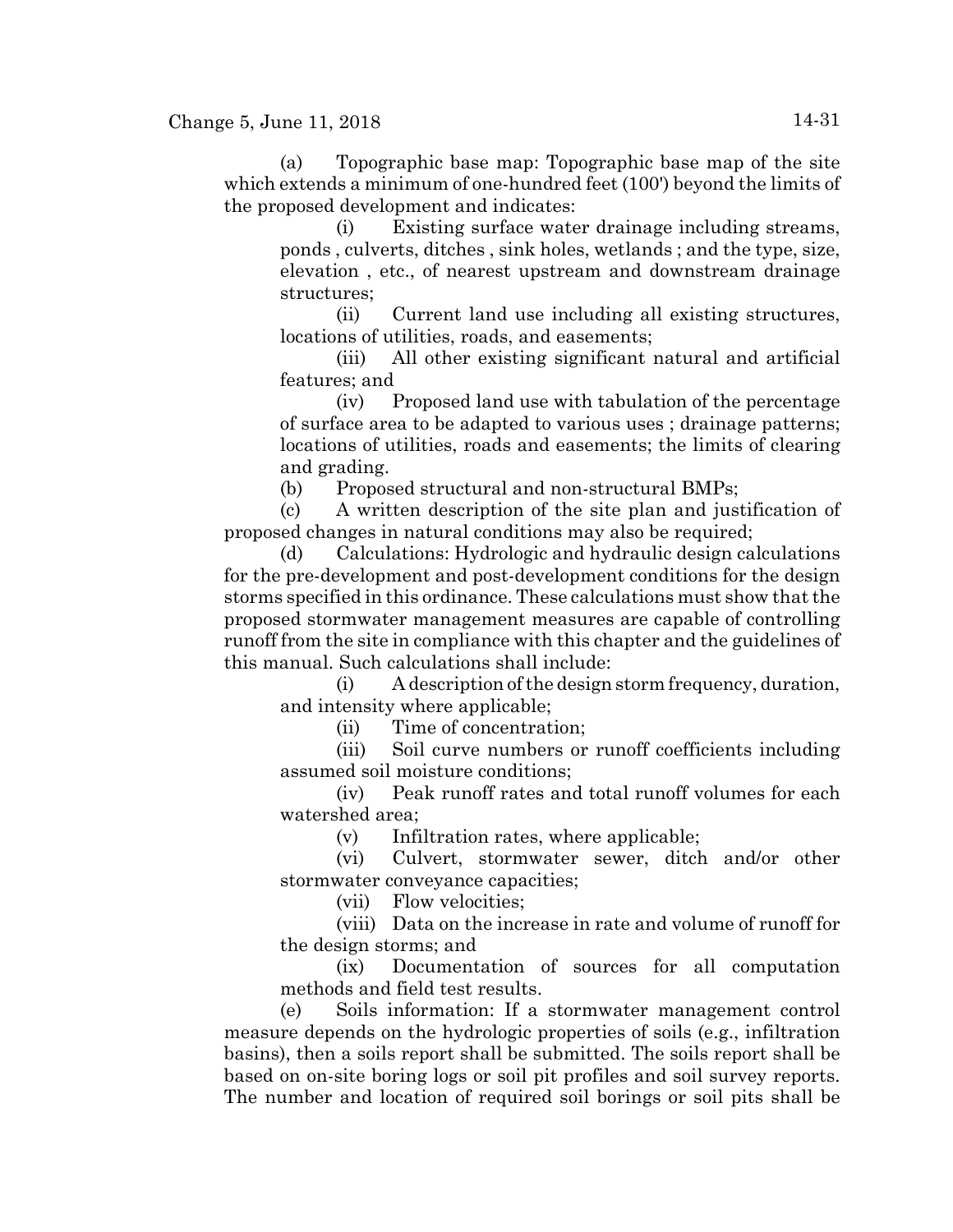(a) Topographic base map: Topographic base map of the site which extends a minimum of one-hundred feet (100') beyond the limits of the proposed development and indicates:

(i) Existing surface water drainage including streams, ponds , culverts, ditches , sink holes, wetlands ; and the type, size, elevation , etc., of nearest upstream and downstream drainage structures;

(ii) Current land use including all existing structures, locations of utilities, roads, and easements;

(iii) All other existing significant natural and artificial features; and

(iv) Proposed land use with tabulation of the percentage of surface area to be adapted to various uses ; drainage patterns; locations of utilities, roads and easements; the limits of clearing and grading.

(b) Proposed structural and non-structural BMPs;

(c) A written description of the site plan and justification of proposed changes in natural conditions may also be required;

(d) Calculations: Hydrologic and hydraulic design calculations for the pre-development and post-development conditions for the design storms specified in this ordinance. These calculations must show that the proposed stormwater management measures are capable of controlling runoff from the site in compliance with this chapter and the guidelines of this manual. Such calculations shall include:

(i) A description of the design storm frequency, duration, and intensity where applicable;

(ii) Time of concentration;

(iii) Soil curve numbers or runoff coefficients including assumed soil moisture conditions;

(iv) Peak runoff rates and total runoff volumes for each watershed area;

(v) Infiltration rates, where applicable;

(vi) Culvert, stormwater sewer, ditch and/or other stormwater conveyance capacities;

(vii) Flow velocities;

(viii) Data on the increase in rate and volume of runoff for the design storms; and

(ix) Documentation of sources for all computation methods and field test results.

(e) Soils information: If a stormwater management control measure depends on the hydrologic properties of soils (e.g., infiltration basins), then a soils report shall be submitted. The soils report shall be based on on-site boring logs or soil pit profiles and soil survey reports. The number and location of required soil borings or soil pits shall be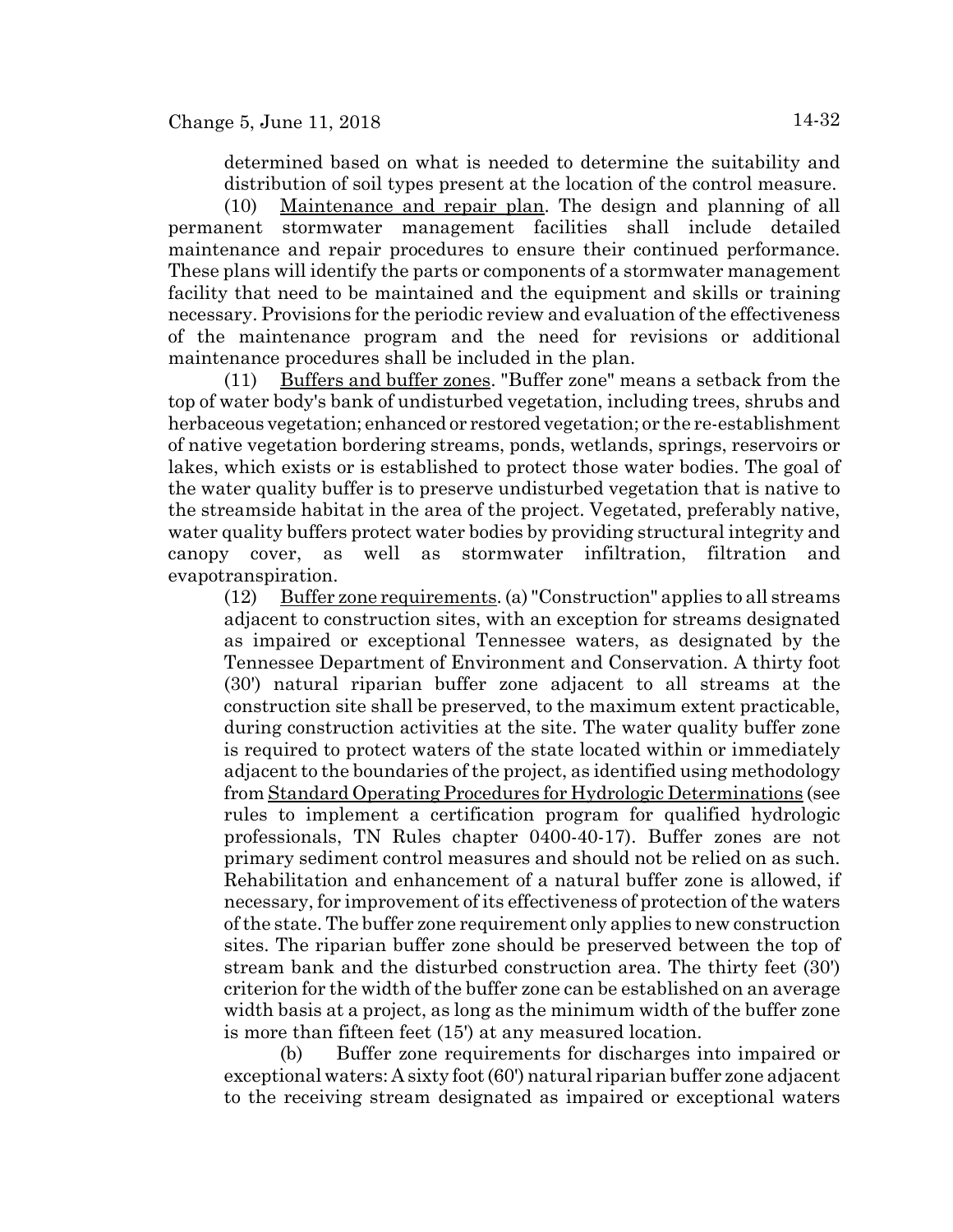determined based on what is needed to determine the suitability and distribution of soil types present at the location of the control measure.

(10) Maintenance and repair plan. The design and planning of all permanent stormwater management facilities shall include detailed maintenance and repair procedures to ensure their continued performance. These plans will identify the parts or components of a stormwater management facility that need to be maintained and the equipment and skills or training necessary. Provisions for the periodic review and evaluation of the effectiveness of the maintenance program and the need for revisions or additional maintenance procedures shall be included in the plan.

(11) Buffers and buffer zones. "Buffer zone" means a setback from the top of water body's bank of undisturbed vegetation, including trees, shrubs and herbaceous vegetation; enhanced or restored vegetation; or the re-establishment of native vegetation bordering streams, ponds, wetlands, springs, reservoirs or lakes, which exists or is established to protect those water bodies. The goal of the water quality buffer is to preserve undisturbed vegetation that is native to the streamside habitat in the area of the project. Vegetated, preferably native, water quality buffers protect water bodies by providing structural integrity and canopy cover, as well as stormwater infiltration, filtration and evapotranspiration.

(12) Buffer zone requirements. (a) "Construction" applies to all streams adjacent to construction sites, with an exception for streams designated as impaired or exceptional Tennessee waters, as designated by the Tennessee Department of Environment and Conservation. A thirty foot (30') natural riparian buffer zone adjacent to all streams at the construction site shall be preserved, to the maximum extent practicable, during construction activities at the site. The water quality buffer zone is required to protect waters of the state located within or immediately adjacent to the boundaries of the project, as identified using methodology from Standard Operating Procedures for Hydrologic Determinations (see rules to implement a certification program for qualified hydrologic professionals, TN Rules chapter 0400-40-17). Buffer zones are not primary sediment control measures and should not be relied on as such. Rehabilitation and enhancement of a natural buffer zone is allowed, if necessary, for improvement of its effectiveness of protection of the waters of the state. The buffer zone requirement only applies to new construction sites. The riparian buffer zone should be preserved between the top of stream bank and the disturbed construction area. The thirty feet (30') criterion for the width of the buffer zone can be established on an average width basis at a project, as long as the minimum width of the buffer zone is more than fifteen feet (15') at any measured location.

(b) Buffer zone requirements for discharges into impaired or exceptional waters: A sixty foot (60') natural riparian buffer zone adjacent to the receiving stream designated as impaired or exceptional waters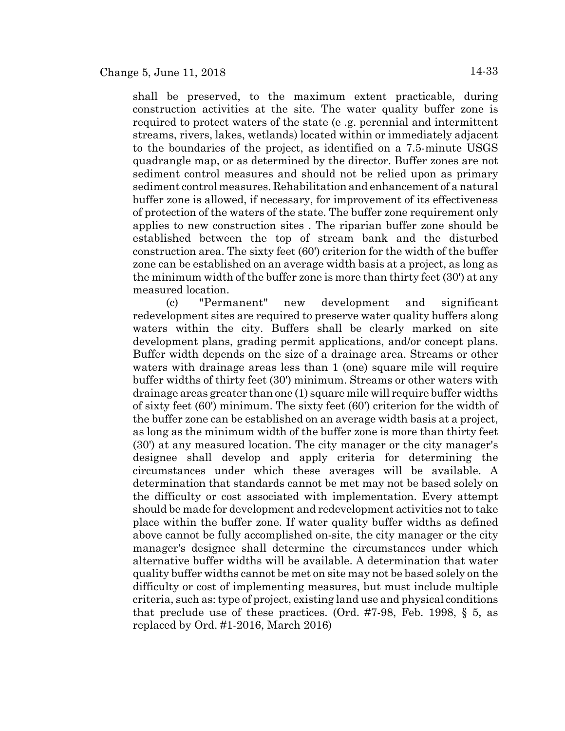shall be preserved, to the maximum extent practicable, during construction activities at the site. The water quality buffer zone is required to protect waters of the state (e .g. perennial and intermittent streams, rivers, lakes, wetlands) located within or immediately adjacent to the boundaries of the project, as identified on a 7.5-minute USGS quadrangle map, or as determined by the director. Buffer zones are not sediment control measures and should not be relied upon as primary sediment control measures. Rehabilitation and enhancement of a natural buffer zone is allowed, if necessary, for improvement of its effectiveness of protection of the waters of the state. The buffer zone requirement only applies to new construction sites . The riparian buffer zone should be established between the top of stream bank and the disturbed construction area. The sixty feet (60') criterion for the width of the buffer zone can be established on an average width basis at a project, as long as the minimum width of the buffer zone is more than thirty feet (30') at any measured location.

(c) "Permanent" new development and significant redevelopment sites are required to preserve water quality buffers along waters within the city. Buffers shall be clearly marked on site development plans, grading permit applications, and/or concept plans. Buffer width depends on the size of a drainage area. Streams or other waters with drainage areas less than 1 (one) square mile will require buffer widths of thirty feet (30') minimum. Streams or other waters with drainage areas greater than one (1) square mile will require buffer widths of sixty feet (60') minimum. The sixty feet (60') criterion for the width of the buffer zone can be established on an average width basis at a project, as long as the minimum width of the buffer zone is more than thirty feet (30') at any measured location. The city manager or the city manager's designee shall develop and apply criteria for determining the circumstances under which these averages will be available. A determination that standards cannot be met may not be based solely on the difficulty or cost associated with implementation. Every attempt should be made for development and redevelopment activities not to take place within the buffer zone. If water quality buffer widths as defined above cannot be fully accomplished on-site, the city manager or the city manager's designee shall determine the circumstances under which alternative buffer widths will be available. A determination that water quality buffer widths cannot be met on site may not be based solely on the difficulty or cost of implementing measures, but must include multiple criteria, such as: type of project, existing land use and physical conditions that preclude use of these practices. (Ord. #7-98, Feb. 1998, § 5, as replaced by Ord. #1-2016, March 2016)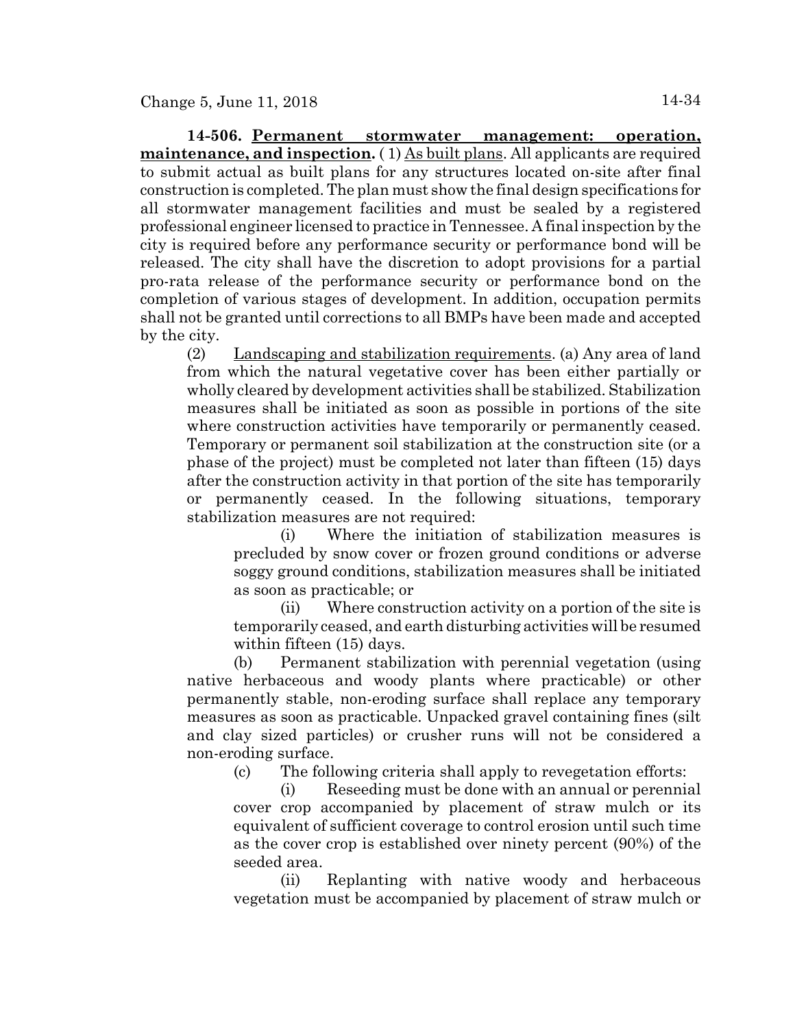**14-506. Permanent stormwater management: operation, maintenance, and inspection.** (1) As built plans. All applicants are required to submit actual as built plans for any structures located on-site after final construction is completed. The plan must show the final design specifications for all stormwater management facilities and must be sealed by a registered professional engineer licensed to practice in Tennessee. A final inspection by the city is required before any performance security or performance bond will be released. The city shall have the discretion to adopt provisions for a partial pro-rata release of the performance security or performance bond on the completion of various stages of development. In addition, occupation permits shall not be granted until corrections to all BMPs have been made and accepted by the city.

(2) Landscaping and stabilization requirements. (a) Any area of land from which the natural vegetative cover has been either partially or wholly cleared by development activities shall be stabilized. Stabilization measures shall be initiated as soon as possible in portions of the site where construction activities have temporarily or permanently ceased. Temporary or permanent soil stabilization at the construction site (or a phase of the project) must be completed not later than fifteen (15) days after the construction activity in that portion of the site has temporarily or permanently ceased. In the following situations, temporary stabilization measures are not required:

(i) Where the initiation of stabilization measures is precluded by snow cover or frozen ground conditions or adverse soggy ground conditions, stabilization measures shall be initiated as soon as practicable; or

(ii) Where construction activity on a portion of the site is temporarily ceased, and earth disturbing activities will be resumed within fifteen (15) days.

(b) Permanent stabilization with perennial vegetation (using native herbaceous and woody plants where practicable) or other permanently stable, non-eroding surface shall replace any temporary measures as soon as practicable. Unpacked gravel containing fines (silt and clay sized particles) or crusher runs will not be considered a non-eroding surface.

(c) The following criteria shall apply to revegetation efforts:

(i) Reseeding must be done with an annual or perennial cover crop accompanied by placement of straw mulch or its equivalent of sufficient coverage to control erosion until such time as the cover crop is established over ninety percent (90%) of the seeded area.

(ii) Replanting with native woody and herbaceous vegetation must be accompanied by placement of straw mulch or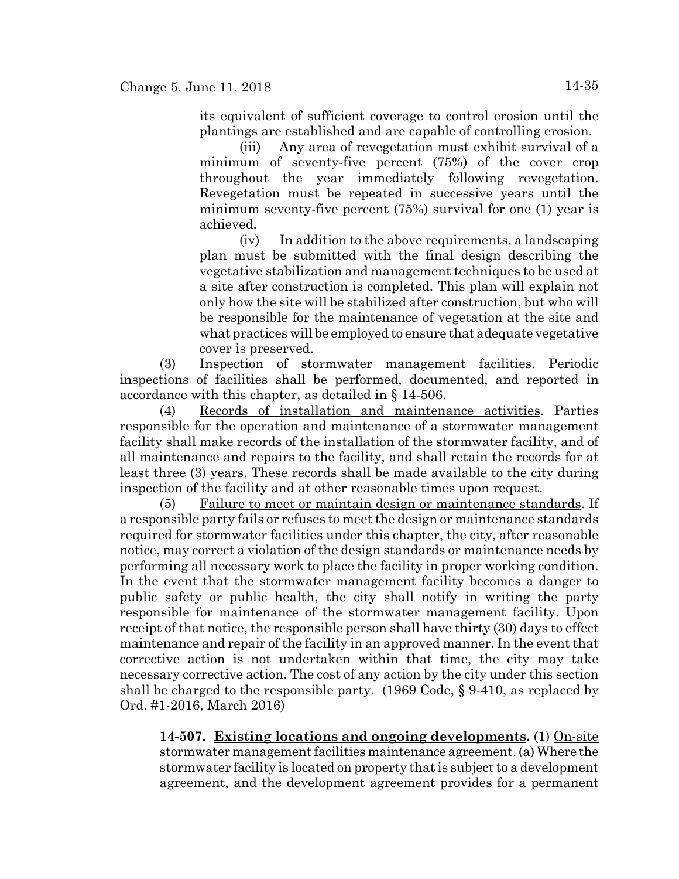its equivalent of sufficient coverage to control erosion until the plantings are established and are capable of controlling erosion.

(iii) Any area of revegetation must exhibit survival of a minimum of seventy-five percent (75%) of the cover crop throughout the year immediately following revegetation. Revegetation must be repeated in successive years until the minimum seventy-five percent (75%) survival for one (1) year is achieved.

(iv) In addition to the above requirements, a landscaping plan must be submitted with the final design describing the vegetative stabilization and management techniques to be used at a site after construction is completed. This plan will explain not only how the site will be stabilized after construction, but who will be responsible for the maintenance of vegetation at the site and what practices will be employed to ensure that adequate vegetative cover is preserved.

(3) Inspection of stormwater management facilities. Periodic inspections of facilities shall be performed, documented, and reported in accordance with this chapter, as detailed in § 14-506.

(4) Records of installation and maintenance activities. Parties responsible for the operation and maintenance of a stormwater management facility shall make records of the installation of the stormwater facility, and of all maintenance and repairs to the facility, and shall retain the records for at least three (3) years. These records shall be made available to the city during inspection of the facility and at other reasonable times upon request.

(5) Failure to meet or maintain design or maintenance standards. If a responsible party fails or refuses to meet the design or maintenance standards required for stormwater facilities under this chapter, the city, after reasonable notice, may correct a violation of the design standards or maintenance needs by performing all necessary work to place the facility in proper working condition. In the event that the stormwater management facility becomes a danger to public safety or public health, the city shall notify in writing the party responsible for maintenance of the stormwater management facility. Upon receipt of that notice, the responsible person shall have thirty (30) days to effect maintenance and repair of the facility in an approved manner. In the event that corrective action is not undertaken within that time, the city may take necessary corrective action. The cost of any action by the city under this section shall be charged to the responsible party. (1969 Code, § 9-410, as replaced by Ord. #1-2016, March 2016)

**14-507. Existing locations and ongoing developments.** (1) On-site stormwater management facilities maintenance agreement. (a) Where the stormwater facility is located on property that is subject to a development agreement, and the development agreement provides for a permanent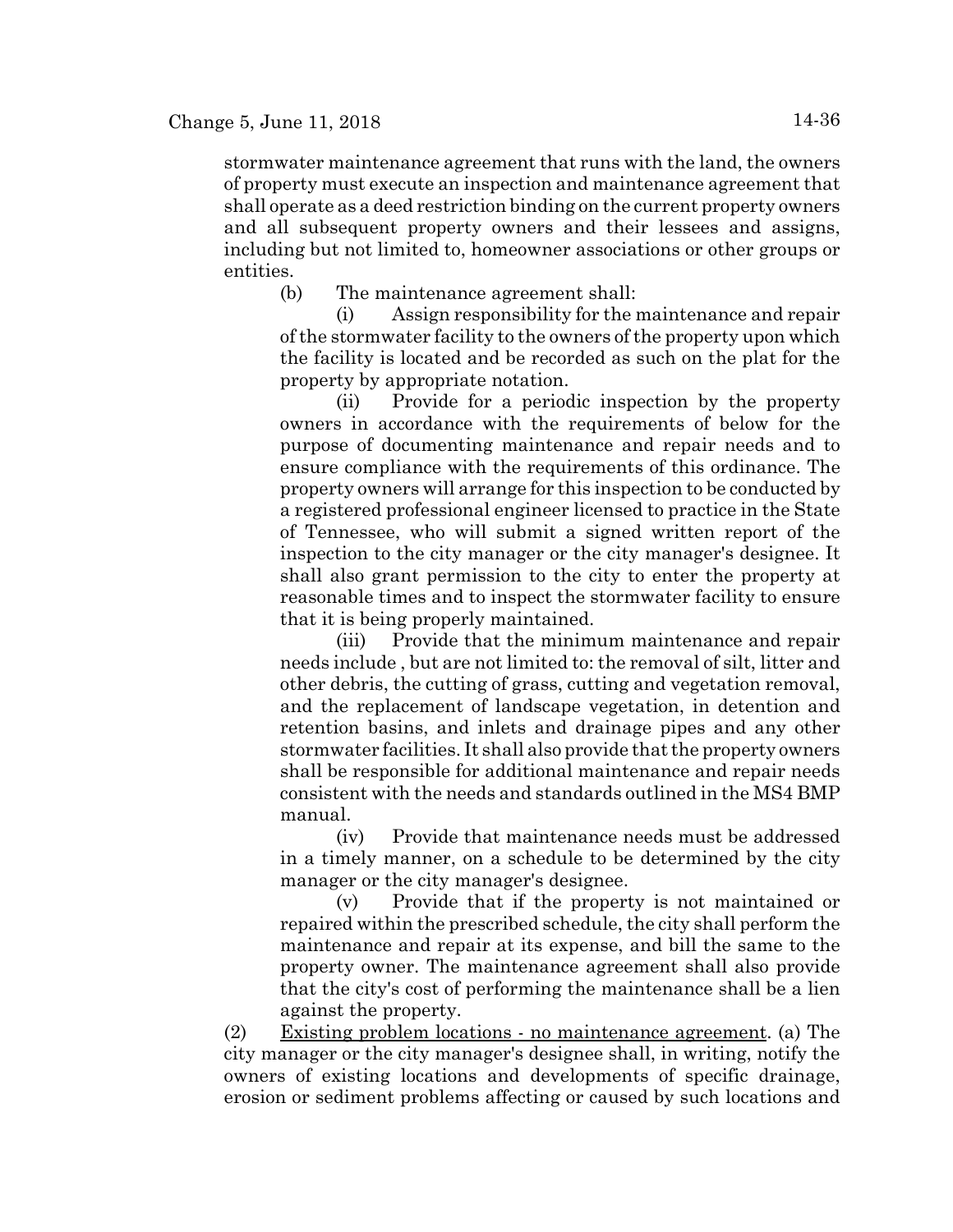stormwater maintenance agreement that runs with the land, the owners of property must execute an inspection and maintenance agreement that shall operate as a deed restriction binding on the current property owners and all subsequent property owners and their lessees and assigns, including but not limited to, homeowner associations or other groups or entities.

(b) The maintenance agreement shall:

(i) Assign responsibility for the maintenance and repair of the stormwater facility to the owners of the property upon which the facility is located and be recorded as such on the plat for the property by appropriate notation.

(ii) Provide for a periodic inspection by the property owners in accordance with the requirements of below for the purpose of documenting maintenance and repair needs and to ensure compliance with the requirements of this ordinance. The property owners will arrange for this inspection to be conducted by a registered professional engineer licensed to practice in the State of Tennessee, who will submit a signed written report of the inspection to the city manager or the city manager's designee. It shall also grant permission to the city to enter the property at reasonable times and to inspect the stormwater facility to ensure that it is being properly maintained.

(iii) Provide that the minimum maintenance and repair needs include , but are not limited to: the removal of silt, litter and other debris, the cutting of grass, cutting and vegetation removal, and the replacement of landscape vegetation, in detention and retention basins, and inlets and drainage pipes and any other stormwater facilities. It shall also provide that the property owners shall be responsible for additional maintenance and repair needs consistent with the needs and standards outlined in the MS4 BMP manual.

(iv) Provide that maintenance needs must be addressed in a timely manner, on a schedule to be determined by the city manager or the city manager's designee.

(v) Provide that if the property is not maintained or repaired within the prescribed schedule, the city shall perform the maintenance and repair at its expense, and bill the same to the property owner. The maintenance agreement shall also provide that the city's cost of performing the maintenance shall be a lien against the property.

(2) Existing problem locations - no maintenance agreement. (a) The city manager or the city manager's designee shall, in writing, notify the owners of existing locations and developments of specific drainage, erosion or sediment problems affecting or caused by such locations and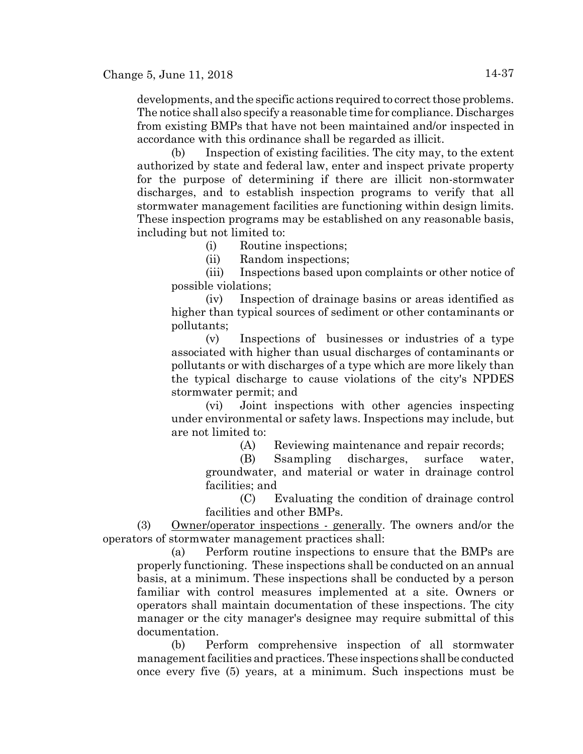developments, and the specific actions required to correct those problems. The notice shall also specify a reasonable time for compliance. Discharges from existing BMPs that have not been maintained and/or inspected in accordance with this ordinance shall be regarded as illicit.

(b) Inspection of existing facilities. The city may, to the extent authorized by state and federal law, enter and inspect private property for the purpose of determining if there are illicit non-stormwater discharges, and to establish inspection programs to verify that all stormwater management facilities are functioning within design limits. These inspection programs may be established on any reasonable basis, including but not limited to:

(i) Routine inspections;

(ii) Random inspections;

(iii) Inspections based upon complaints or other notice of possible violations;

(iv) Inspection of drainage basins or areas identified as higher than typical sources of sediment or other contaminants or pollutants;

(v) Inspections of businesses or industries of a type associated with higher than usual discharges of contaminants or pollutants or with discharges of a type which are more likely than the typical discharge to cause violations of the city's NPDES stormwater permit; and

(vi) Joint inspections with other agencies inspecting under environmental or safety laws. Inspections may include, but are not limited to:

(A) Reviewing maintenance and repair records;

(B) Ssampling discharges, surface water, groundwater, and material or water in drainage control facilities; and

(C) Evaluating the condition of drainage control facilities and other BMPs.

(3) Owner/operator inspections - generally. The owners and/or the operators of stormwater management practices shall:

(a) Perform routine inspections to ensure that the BMPs are properly functioning. These inspections shall be conducted on an annual basis, at a minimum. These inspections shall be conducted by a person familiar with control measures implemented at a site. Owners or operators shall maintain documentation of these inspections. The city manager or the city manager's designee may require submittal of this documentation.

(b) Perform comprehensive inspection of all stormwater management facilities and practices. These inspections shall be conducted once every five (5) years, at a minimum. Such inspections must be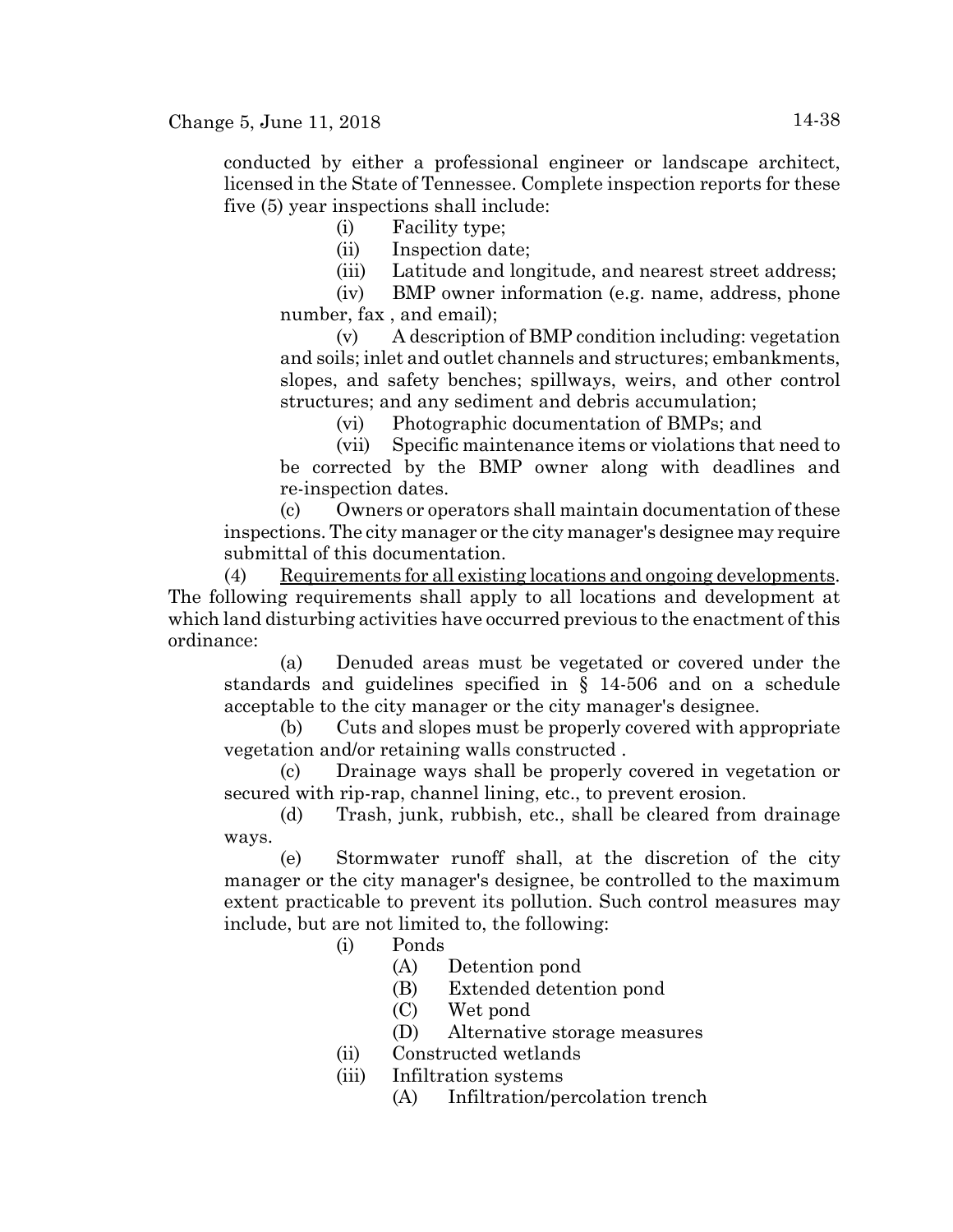conducted by either a professional engineer or landscape architect, licensed in the State of Tennessee. Complete inspection reports for these five (5) year inspections shall include:

(i) Facility type;

(ii) Inspection date;

(iii) Latitude and longitude, and nearest street address;

(iv) BMP owner information (e.g. name, address, phone number, fax , and email);

(v) A description of BMP condition including: vegetation and soils; inlet and outlet channels and structures; embankments, slopes, and safety benches; spillways, weirs, and other control structures; and any sediment and debris accumulation;

(vi) Photographic documentation of BMPs; and

(vii) Specific maintenance items or violations that need to be corrected by the BMP owner along with deadlines and re-inspection dates.

(c) Owners or operators shall maintain documentation of these inspections. The city manager or the city manager's designee may require submittal of this documentation.

(4) <u>Requirements for all existing locations and ongoing developments</u>. The following requirements shall apply to all locations and development at which land disturbing activities have occurred previous to the enactment of this ordinance:

(a) Denuded areas must be vegetated or covered under the standards and guidelines specified in § 14-506 and on a schedule acceptable to the city manager or the city manager's designee.

(b) Cuts and slopes must be properly covered with appropriate vegetation and/or retaining walls constructed .

(c) Drainage ways shall be properly covered in vegetation or secured with rip-rap, channel lining, etc., to prevent erosion.

(d) Trash, junk, rubbish, etc., shall be cleared from drainage ways.

(e) Stormwater runoff shall, at the discretion of the city manager or the city manager's designee, be controlled to the maximum extent practicable to prevent its pollution. Such control measures may include, but are not limited to, the following:

(i) Ponds

(A) Detention pond

(B) Extended detention pond

(C) Wet pond

(D) Alternative storage measures

(ii) Constructed wetlands

(iii) Infiltration systems

(A) Infiltration/percolation trench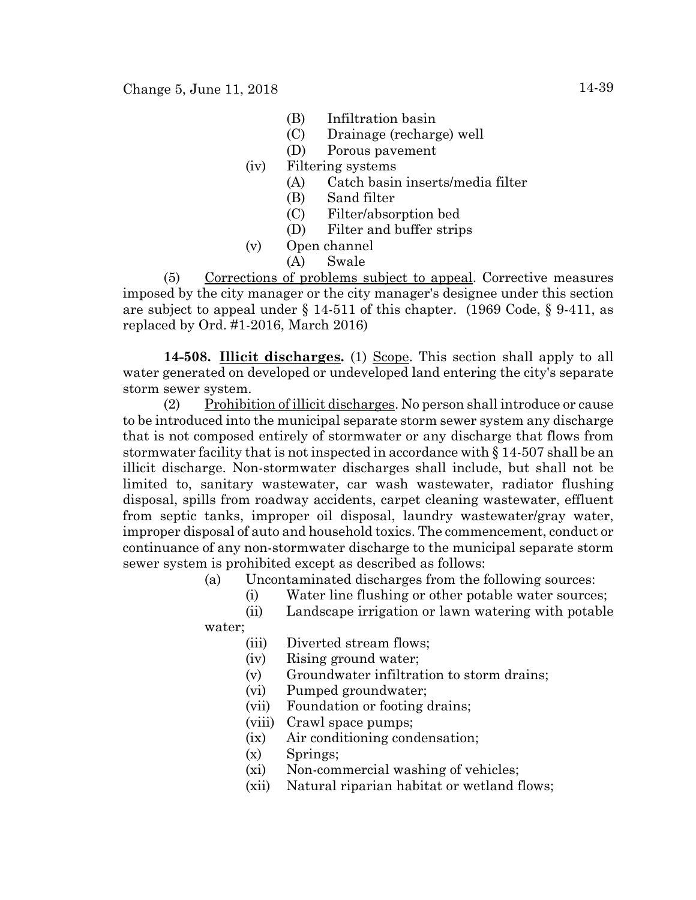(B) Infiltration basin
(C) Drainage (recharge) well
(D) Porous pavement

(iv) Filtering systems

(A) Catch basin inserts/media filter
(B) Sand filter
(C) Filter/absorption bed
(D) Filter and buffer strips

(v) Open channel

(A) Swale

(5) Corrections of problems subject to appeal. Corrective measures imposed by the city manager or the city manager's designee under this section are subject to appeal under § 14-511 of this chapter. (1969 Code, § 9-411, as replaced by Ord. #1-2016, March 2016)

**14-508. Illicit discharges.** (1) Scope. This section shall apply to all water generated on developed or undeveloped land entering the city's separate storm sewer system.

(2) Prohibition of illicit discharges. No person shall introduce or cause to be introduced into the municipal separate storm sewer system any discharge that is not composed entirely of stormwater or any discharge that flows from stormwater facility that is not inspected in accordance with § 14-507 shall be an illicit discharge. Non-stormwater discharges shall include, but shall not be limited to, sanitary wastewater, car wash wastewater, radiator flushing disposal, spills from roadway accidents, carpet cleaning wastewater, effluent from septic tanks, improper oil disposal, laundry wastewater/gray water, improper disposal of auto and household toxics. The commencement, conduct or continuance of any non-stormwater discharge to the municipal separate storm sewer system is prohibited except as described as follows:

(a) Uncontaminated discharges from the following sources:

(i) Water line flushing or other potable water sources;
(ii) Landscape irrigation or lawn watering with potable water;
(iii) Diverted stream flows;
(iv) Rising ground water;
(v) Groundwater infiltration to storm drains;
(vi) Pumped groundwater;
(vii) Foundation or footing drains;
(viii) Crawl space pumps;
(ix) Air conditioning condensation;
(x) Springs;
(xi) Non-commercial washing of vehicles;
(xii) Natural riparian habitat or wetland flows;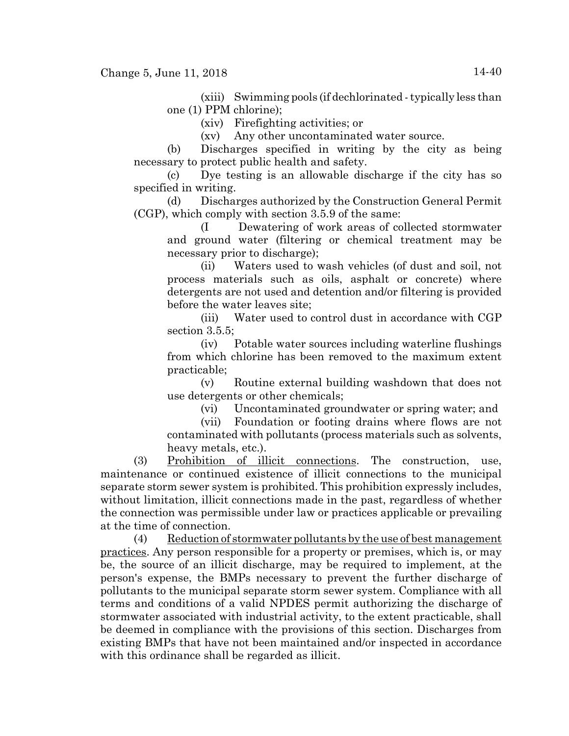(xiii) Swimming pools (if dechlorinated - typically less than one (1) PPM chlorine);

(xiv) Firefighting activities; or

(xv) Any other uncontaminated water source.

(b) Discharges specified in writing by the city as being necessary to protect public health and safety.

(c) Dye testing is an allowable discharge if the city has so specified in writing.

(d) Discharges authorized by the Construction General Permit (CGP), which comply with section 3.5.9 of the same:

(I Dewatering of work areas of collected stormwater and ground water (filtering or chemical treatment may be necessary prior to discharge);

(ii) Waters used to wash vehicles (of dust and soil, not process materials such as oils, asphalt or concrete) where detergents are not used and detention and/or filtering is provided before the water leaves site;

(iii) Water used to control dust in accordance with CGP section 3.5.5;

(iv) Potable water sources including waterline flushings from which chlorine has been removed to the maximum extent practicable;

(v) Routine external building washdown that does not use detergents or other chemicals;

(vi) Uncontaminated groundwater or spring water; and

(vii) Foundation or footing drains where flows are not contaminated with pollutants (process materials such as solvents, heavy metals, etc.).

(3) Prohibition of illicit connections. The construction, use, maintenance or continued existence of illicit connections to the municipal separate storm sewer system is prohibited. This prohibition expressly includes, without limitation, illicit connections made in the past, regardless of whether the connection was permissible under law or practices applicable or prevailing at the time of connection.

(4) Reduction of stormwater pollutants by the use of best management practices. Any person responsible for a property or premises, which is, or may be, the source of an illicit discharge, may be required to implement, at the person's expense, the BMPs necessary to prevent the further discharge of pollutants to the municipal separate storm sewer system. Compliance with all terms and conditions of a valid NPDES permit authorizing the discharge of stormwater associated with industrial activity, to the extent practicable, shall be deemed in compliance with the provisions of this section. Discharges from existing BMPs that have not been maintained and/or inspected in accordance with this ordinance shall be regarded as illicit.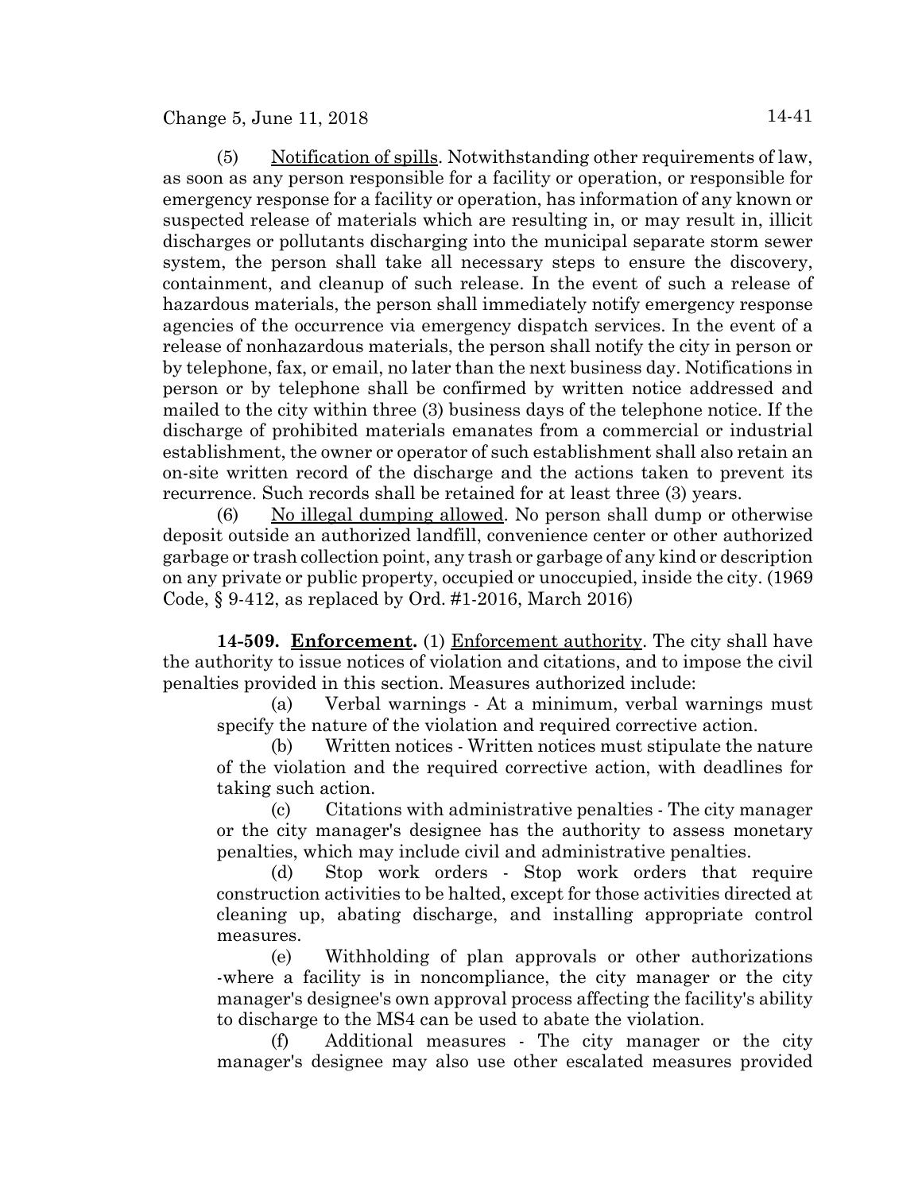(5) Notification of spills. Notwithstanding other requirements of law, as soon as any person responsible for a facility or operation, or responsible for emergency response for a facility or operation, has information of any known or suspected release of materials which are resulting in, or may result in, illicit discharges or pollutants discharging into the municipal separate storm sewer system, the person shall take all necessary steps to ensure the discovery, containment, and cleanup of such release. In the event of such a release of hazardous materials, the person shall immediately notify emergency response agencies of the occurrence via emergency dispatch services. In the event of a release of nonhazardous materials, the person shall notify the city in person or by telephone, fax, or email, no later than the next business day. Notifications in person or by telephone shall be confirmed by written notice addressed and mailed to the city within three (3) business days of the telephone notice. If the discharge of prohibited materials emanates from a commercial or industrial establishment, the owner or operator of such establishment shall also retain an on-site written record of the discharge and the actions taken to prevent its recurrence. Such records shall be retained for at least three (3) years.

(6) No illegal dumping allowed. No person shall dump or otherwise deposit outside an authorized landfill, convenience center or other authorized garbage or trash collection point, any trash or garbage of any kind or description on any private or public property, occupied or unoccupied, inside the city. (1969 Code, § 9-412, as replaced by Ord. #1-2016, March 2016)

**14-509. Enforcement.** (1) Enforcement authority. The city shall have the authority to issue notices of violation and citations, and to impose the civil penalties provided in this section. Measures authorized include:

(a) Verbal warnings - At a minimum, verbal warnings must specify the nature of the violation and required corrective action.

(b) Written notices - Written notices must stipulate the nature of the violation and the required corrective action, with deadlines for taking such action.

(c) Citations with administrative penalties - The city manager or the city manager's designee has the authority to assess monetary penalties, which may include civil and administrative penalties.

(d) Stop work orders - Stop work orders that require construction activities to be halted, except for those activities directed at cleaning up, abating discharge, and installing appropriate control measures.

(e) Withholding of plan approvals or other authorizations -where a facility is in noncompliance, the city manager or the city manager's designee's own approval process affecting the facility's ability to discharge to the MS4 can be used to abate the violation.

(f) Additional measures - The city manager or the city manager's designee may also use other escalated measures provided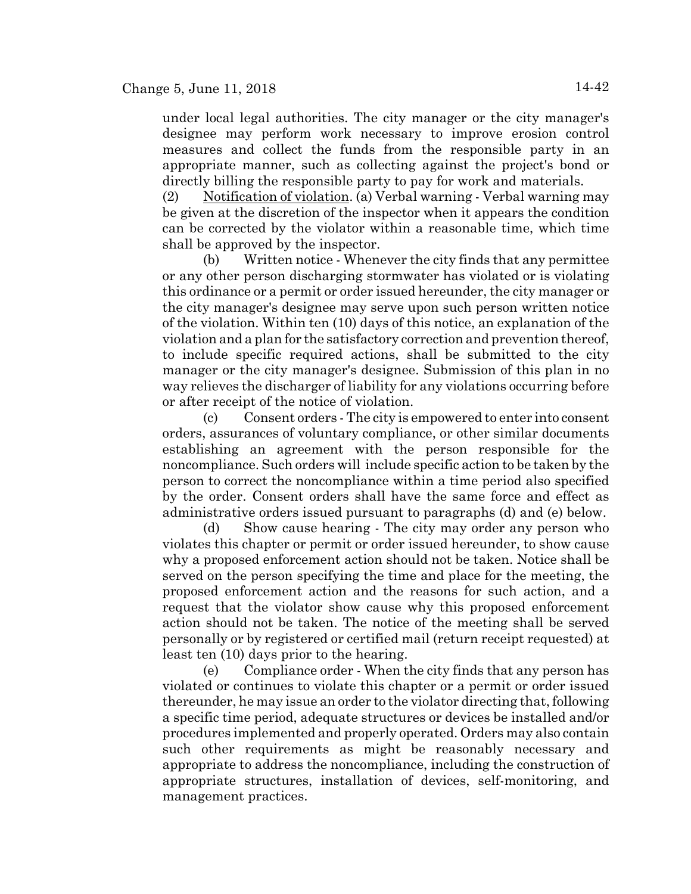under local legal authorities. The city manager or the city manager's designee may perform work necessary to improve erosion control measures and collect the funds from the responsible party in an appropriate manner, such as collecting against the project's bond or directly billing the responsible party to pay for work and materials.

(2) Notification of violation. (a) Verbal warning - Verbal warning may be given at the discretion of the inspector when it appears the condition can be corrected by the violator within a reasonable time, which time shall be approved by the inspector.

(b) Written notice - Whenever the city finds that any permittee or any other person discharging stormwater has violated or is violating this ordinance or a permit or order issued hereunder, the city manager or the city manager's designee may serve upon such person written notice of the violation. Within ten (10) days of this notice, an explanation of the violation and a plan for the satisfactory correction and prevention thereof, to include specific required actions, shall be submitted to the city manager or the city manager's designee. Submission of this plan in no way relieves the discharger of liability for any violations occurring before or after receipt of the notice of violation.

(c) Consent orders - The city is empowered to enter into consent orders, assurances of voluntary compliance, or other similar documents establishing an agreement with the person responsible for the noncompliance. Such orders will include specific action to be taken by the person to correct the noncompliance within a time period also specified by the order. Consent orders shall have the same force and effect as administrative orders issued pursuant to paragraphs (d) and (e) below.

(d) Show cause hearing - The city may order any person who violates this chapter or permit or order issued hereunder, to show cause why a proposed enforcement action should not be taken. Notice shall be served on the person specifying the time and place for the meeting, the proposed enforcement action and the reasons for such action, and a request that the violator show cause why this proposed enforcement action should not be taken. The notice of the meeting shall be served personally or by registered or certified mail (return receipt requested) at least ten (10) days prior to the hearing.

(e) Compliance order - When the city finds that any person has violated or continues to violate this chapter or a permit or order issued thereunder, he may issue an order to the violator directing that, following a specific time period, adequate structures or devices be installed and/or procedures implemented and properly operated. Orders may also contain such other requirements as might be reasonably necessary and appropriate to address the noncompliance, including the construction of appropriate structures, installation of devices, self-monitoring, and management practices.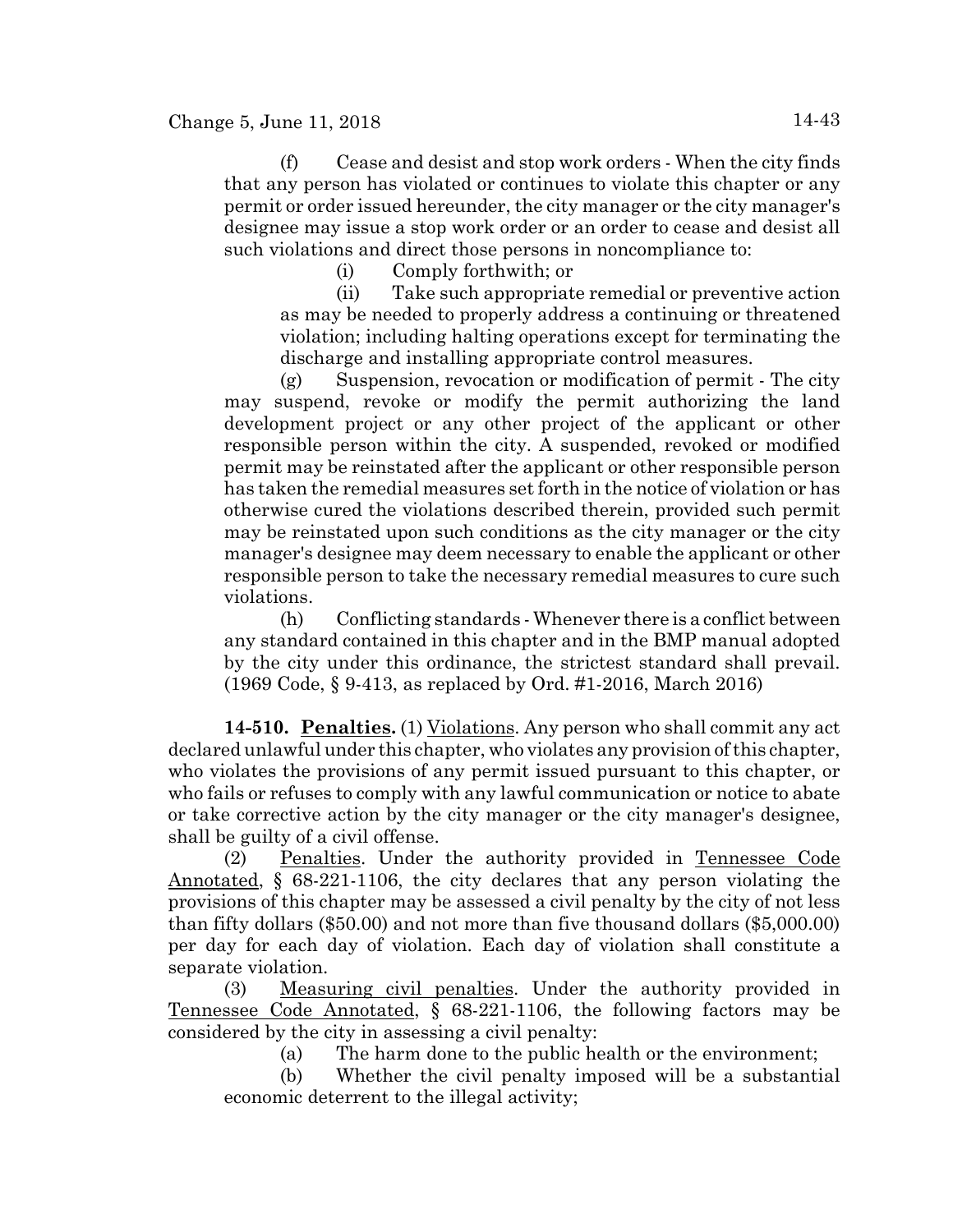(f) Cease and desist and stop work orders - When the city finds that any person has violated or continues to violate this chapter or any permit or order issued hereunder, the city manager or the city manager's designee may issue a stop work order or an order to cease and desist all such violations and direct those persons in noncompliance to:

(i) Comply forthwith; or

(ii) Take such appropriate remedial or preventive action as may be needed to properly address a continuing or threatened violation; including halting operations except for terminating the discharge and installing appropriate control measures.

(g) Suspension, revocation or modification of permit - The city may suspend, revoke or modify the permit authorizing the land development project or any other project of the applicant or other responsible person within the city. A suspended, revoked or modified permit may be reinstated after the applicant or other responsible person has taken the remedial measures set forth in the notice of violation or has otherwise cured the violations described therein, provided such permit may be reinstated upon such conditions as the city manager or the city manager's designee may deem necessary to enable the applicant or other responsible person to take the necessary remedial measures to cure such violations.

(h) Conflicting standards - Whenever there is a conflict between any standard contained in this chapter and in the BMP manual adopted by the city under this ordinance, the strictest standard shall prevail. (1969 Code, § 9-413, as replaced by Ord. #1-2016, March 2016)

**14-510. Penalties.** (1) Violations. Any person who shall commit any act declared unlawful under this chapter, who violates any provision of this chapter, who violates the provisions of any permit issued pursuant to this chapter, or who fails or refuses to comply with any lawful communication or notice to abate or take corrective action by the city manager or the city manager's designee, shall be guilty of a civil offense.

(2) Penalties. Under the authority provided in Tennessee Code Annotated, § 68-221-1106, the city declares that any person violating the provisions of this chapter may be assessed a civil penalty by the city of not less than fifty dollars ($50.00) and not more than five thousand dollars ($5,000.00) per day for each day of violation. Each day of violation shall constitute a separate violation.

(3) Measuring civil penalties. Under the authority provided in Tennessee Code Annotated, § 68-221-1106, the following factors may be considered by the city in assessing a civil penalty:

(a) The harm done to the public health or the environment;

(b) Whether the civil penalty imposed will be a substantial economic deterrent to the illegal activity;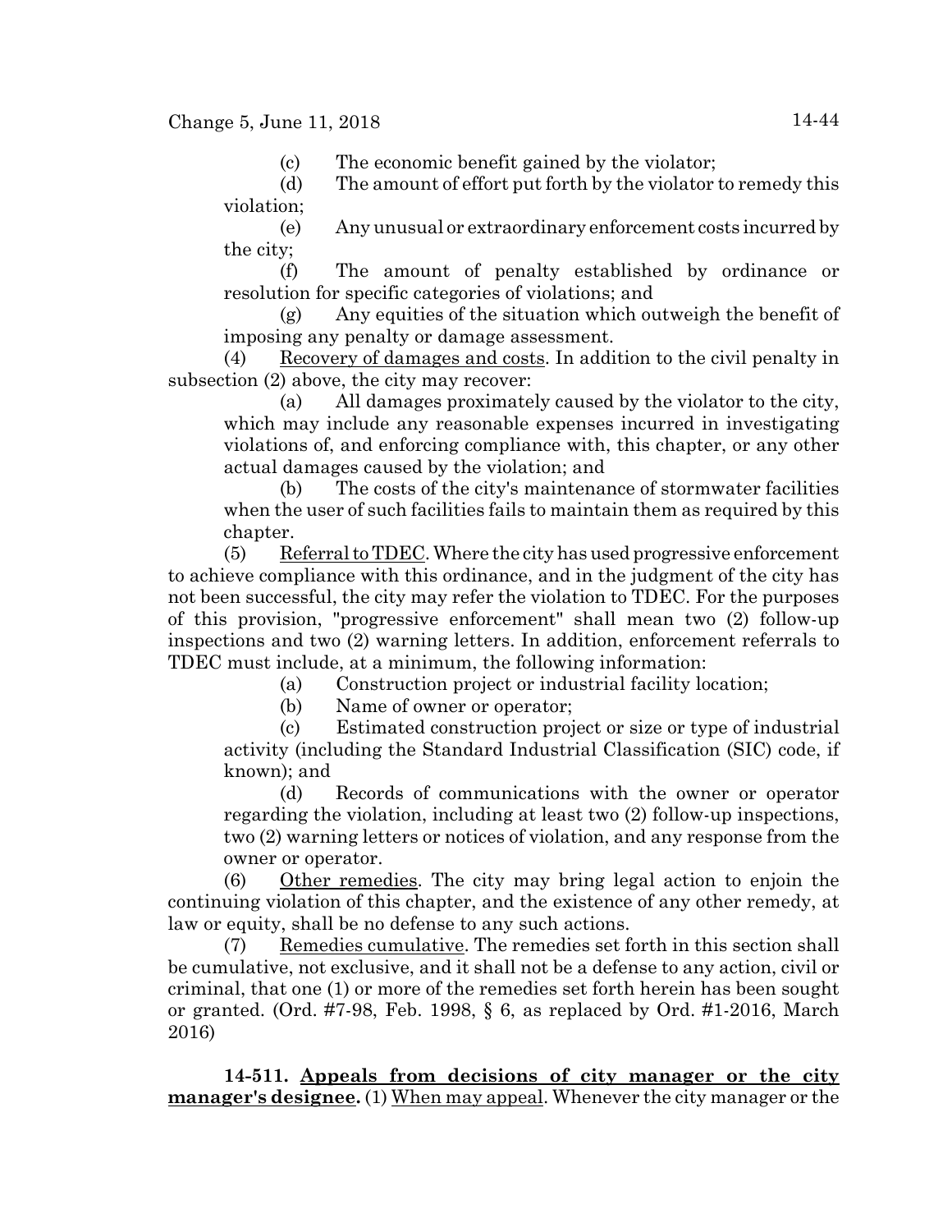(c) The economic benefit gained by the violator;

(d) The amount of effort put forth by the violator to remedy this violation;

(e) Any unusual or extraordinary enforcement costs incurred by the city;

(f) The amount of penalty established by ordinance or resolution for specific categories of violations; and

(g) Any equities of the situation which outweigh the benefit of imposing any penalty or damage assessment.

(4) Recovery of damages and costs. In addition to the civil penalty in subsection (2) above, the city may recover:

(a) All damages proximately caused by the violator to the city, which may include any reasonable expenses incurred in investigating violations of, and enforcing compliance with, this chapter, or any other actual damages caused by the violation; and

(b) The costs of the city's maintenance of stormwater facilities when the user of such facilities fails to maintain them as required by this chapter.

(5) Referral to TDEC. Where the city has used progressive enforcement to achieve compliance with this ordinance, and in the judgment of the city has not been successful, the city may refer the violation to TDEC. For the purposes of this provision, "progressive enforcement" shall mean two (2) follow-up inspections and two (2) warning letters. In addition, enforcement referrals to TDEC must include, at a minimum, the following information:

(a) Construction project or industrial facility location;

(b) Name of owner or operator;

(c) Estimated construction project or size or type of industrial activity (including the Standard Industrial Classification (SIC) code, if known); and

(d) Records of communications with the owner or operator regarding the violation, including at least two (2) follow-up inspections, two (2) warning letters or notices of violation, and any response from the owner or operator.

(6) Other remedies. The city may bring legal action to enjoin the continuing violation of this chapter, and the existence of any other remedy, at law or equity, shall be no defense to any such actions.

(7) Remedies cumulative. The remedies set forth in this section shall be cumulative, not exclusive, and it shall not be a defense to any action, civil or criminal, that one (1) or more of the remedies set forth herein has been sought or granted. (Ord. #7-98, Feb. 1998, § 6, as replaced by Ord. #1-2016, March 2016)

**14-511. Appeals from decisions of city manager or the city manager's designee.** (1) When may appeal. Whenever the city manager or the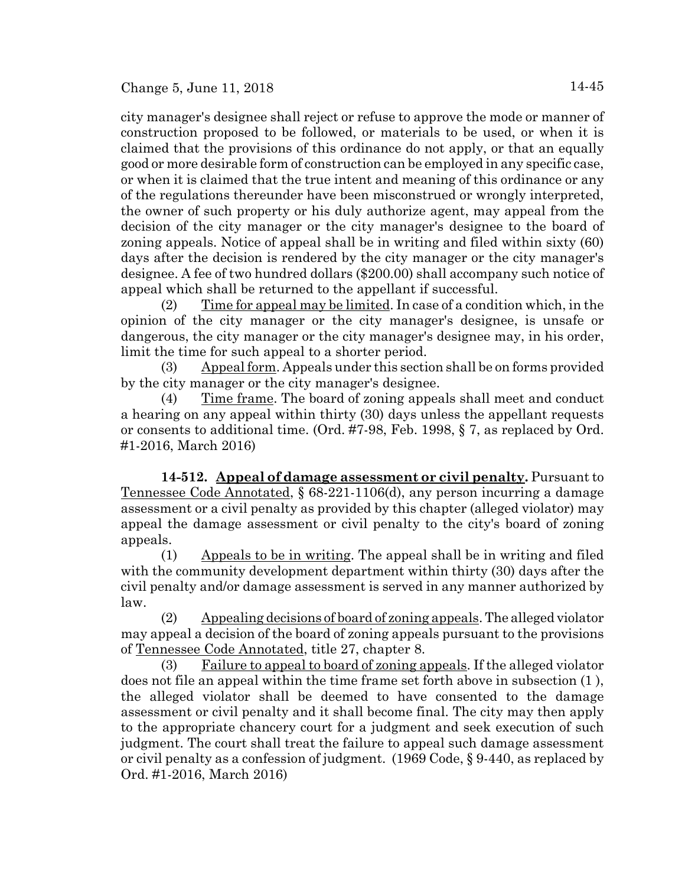city manager's designee shall reject or refuse to approve the mode or manner of construction proposed to be followed, or materials to be used, or when it is claimed that the provisions of this ordinance do not apply, or that an equally good or more desirable form of construction can be employed in any specific case, or when it is claimed that the true intent and meaning of this ordinance or any of the regulations thereunder have been misconstrued or wrongly interpreted, the owner of such property or his duly authorize agent, may appeal from the decision of the city manager or the city manager's designee to the board of zoning appeals. Notice of appeal shall be in writing and filed within sixty (60) days after the decision is rendered by the city manager or the city manager's designee. A fee of two hundred dollars ($200.00) shall accompany such notice of appeal which shall be returned to the appellant if successful.

(2) Time for appeal may be limited. In case of a condition which, in the opinion of the city manager or the city manager's designee, is unsafe or dangerous, the city manager or the city manager's designee may, in his order, limit the time for such appeal to a shorter period.

(3) Appeal form. Appeals under this section shall be on forms provided by the city manager or the city manager's designee.

(4) Time frame. The board of zoning appeals shall meet and conduct a hearing on any appeal within thirty (30) days unless the appellant requests or consents to additional time. (Ord. #7-98, Feb. 1998, § 7, as replaced by Ord. #1-2016, March 2016)

**14-512. Appeal of damage assessment or civil penalty.** Pursuant to Tennessee Code Annotated, § 68-221-1106(d), any person incurring a damage assessment or a civil penalty as provided by this chapter (alleged violator) may appeal the damage assessment or civil penalty to the city's board of zoning appeals.

(1) Appeals to be in writing. The appeal shall be in writing and filed with the community development department within thirty (30) days after the civil penalty and/or damage assessment is served in any manner authorized by law.

(2) Appealing decisions of board of zoning appeals. The alleged violator may appeal a decision of the board of zoning appeals pursuant to the provisions of Tennessee Code Annotated, title 27, chapter 8.

(3) Failure to appeal to board of zoning appeals. If the alleged violator does not file an appeal within the time frame set forth above in subsection (1 ), the alleged violator shall be deemed to have consented to the damage assessment or civil penalty and it shall become final. The city may then apply to the appropriate chancery court for a judgment and seek execution of such judgment. The court shall treat the failure to appeal such damage assessment or civil penalty as a confession of judgment. (1969 Code, § 9-440, as replaced by Ord. #1-2016, March 2016)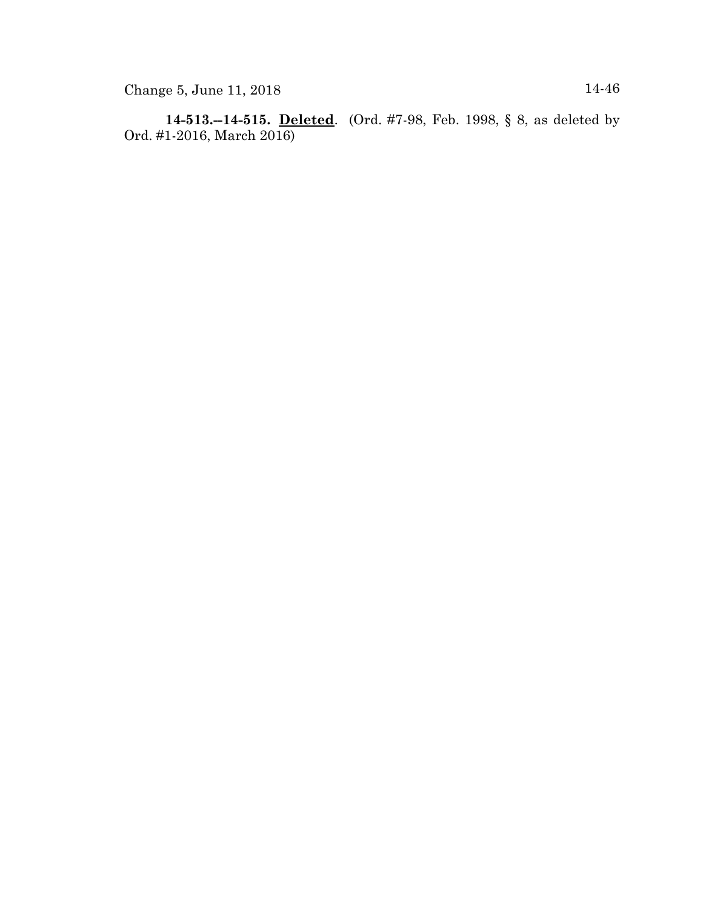**14-513.--14-515. <u>Deleted</u>**. (Ord. #7-98, Feb. 1998, § 8, as deleted by Ord. #1-2016, March 2016)